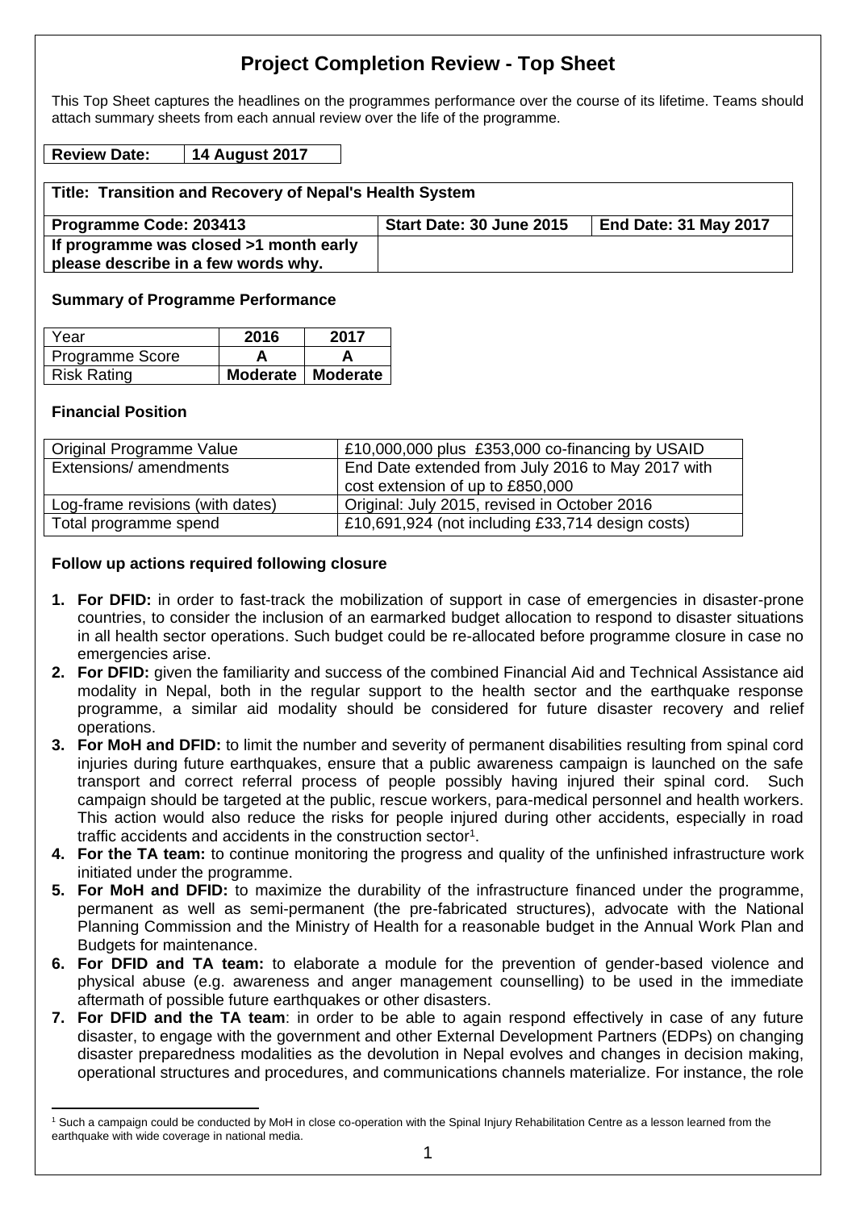# Project Completion Review - Top Sheet

This Top Sheet captures the headlines on the programmes performance over the course of its lifetime. Teams should attach summary sheets from each annual review over the life of the programme.

| **Review Date:** | **14 August 2017** |
|---|---|

| **Title: Transition and Recovery of Nepal's Health System** | | |
|---|---|---|
| **Programme Code: 203413** | **Start Date: 30 June 2015** | **End Date: 31 May 2017** |
| **If programme was closed >1 month early please describe in a few words why.** | | |

**Summary of Programme Performance**

| Year | 2016 | 2017 |
|---|---|---|
| Programme Score | **A** | **A** |
| Risk Rating | **Moderate** | **Moderate** |

**Financial Position**

| Original Programme Value | £10,000,000 plus £353,000 co-financing by USAID |
|---|---|
| Extensions/ amendments | End Date extended from July 2016 to May 2017 with cost extension of up to £850,000 |
| Log-frame revisions (with dates) | Original: July 2015, revised in October 2016 |
| Total programme spend | £10,691,924 (not including £33,714 design costs) |

**Follow up actions required following closure**

1. **For DFID:** in order to fast-track the mobilization of support in case of emergencies in disaster-prone countries, to consider the inclusion of an earmarked budget allocation to respond to disaster situations in all health sector operations. Such budget could be re-allocated before programme closure in case no emergencies arise.
2. **For DFID:** given the familiarity and success of the combined Financial Aid and Technical Assistance aid modality in Nepal, both in the regular support to the health sector and the earthquake response programme, a similar aid modality should be considered for future disaster recovery and relief operations.
3. **For MoH and DFID:** to limit the number and severity of permanent disabilities resulting from spinal cord injuries during future earthquakes, ensure that a public awareness campaign is launched on the safe transport and correct referral process of people possibly having injured their spinal cord. Such campaign should be targeted at the public, rescue workers, para-medical personnel and health workers. This action would also reduce the risks for people injured during other accidents, especially in road traffic accidents and accidents in the construction sector[1].
4. **For the TA team:** to continue monitoring the progress and quality of the unfinished infrastructure work initiated under the programme.
5. **For MoH and DFID:** to maximize the durability of the infrastructure financed under the programme, permanent as well as semi-permanent (the pre-fabricated structures), advocate with the National Planning Commission and the Ministry of Health for a reasonable budget in the Annual Work Plan and Budgets for maintenance.
6. **For DFID and TA team:** to elaborate a module for the prevention of gender-based violence and physical abuse (e.g. awareness and anger management counselling) to be used in the immediate aftermath of possible future earthquakes or other disasters.
7. **For DFID and the TA team**: in order to be able to again respond effectively in case of any future disaster, to engage with the government and other External Development Partners (EDPs) on changing disaster preparedness modalities as the devolution in Nepal evolves and changes in decision making, operational structures and procedures, and communications channels materialize. For instance, the role

[1] Such a campaign could be conducted by MoH in close co-operation with the Spinal Injury Rehabilitation Centre as a lesson learned from the earthquake with wide coverage in national media.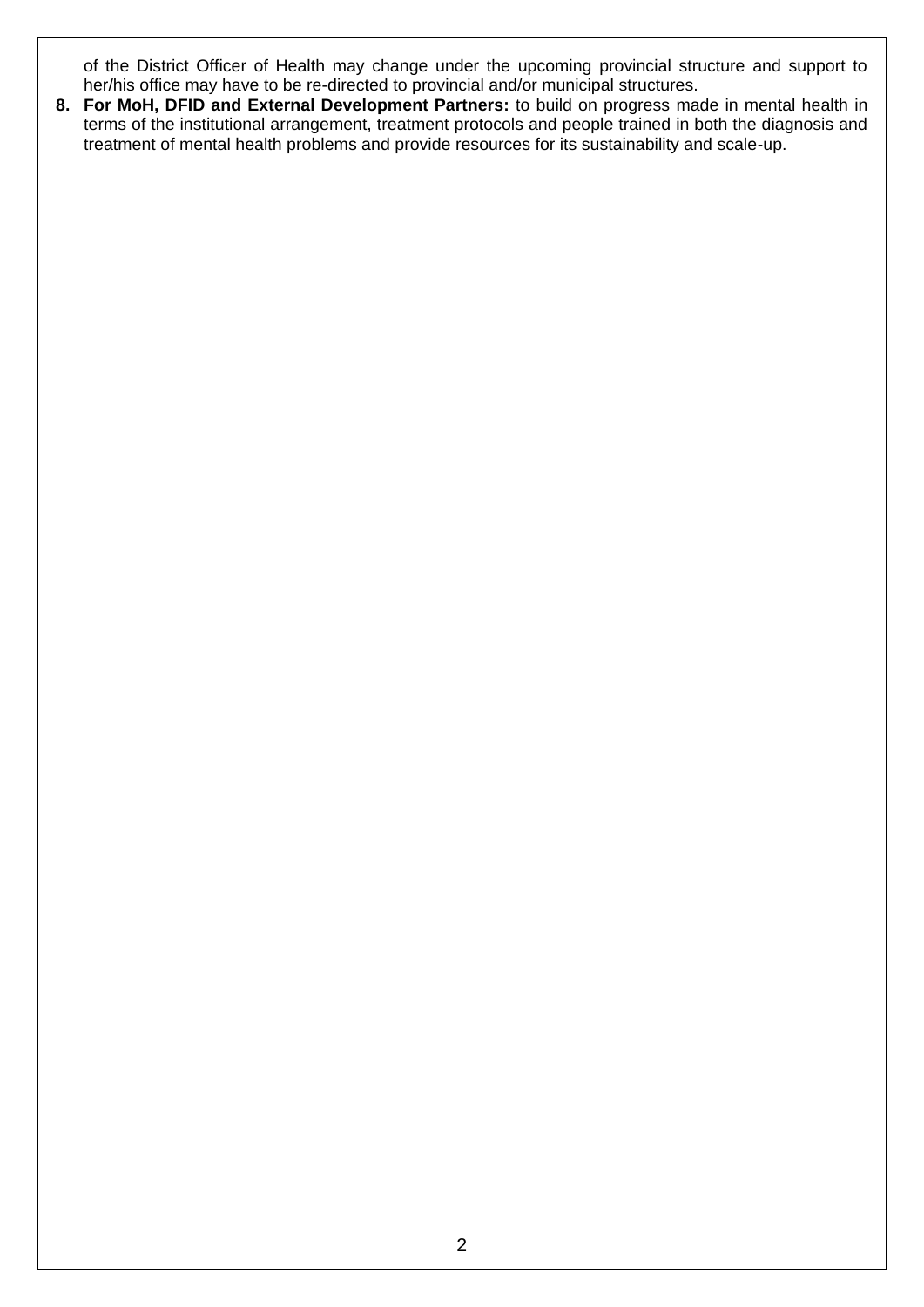of the District Officer of Health may change under the upcoming provincial structure and support to her/his office may have to be re-directed to provincial and/or municipal structures.

8. **For MoH, DFID and External Development Partners:** to build on progress made in mental health in terms of the institutional arrangement, treatment protocols and people trained in both the diagnosis and treatment of mental health problems and provide resources for its sustainability and scale-up.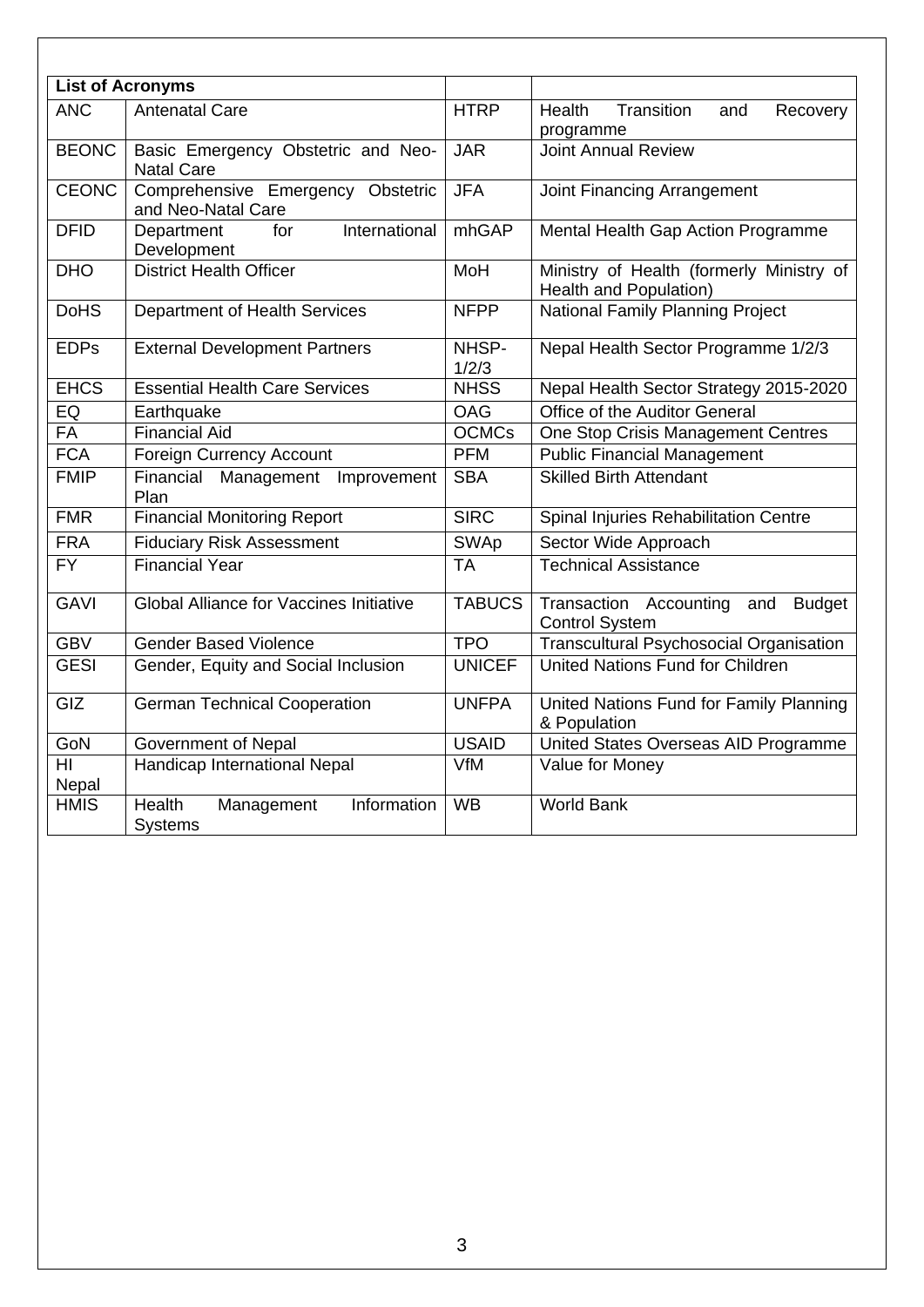| List of Acronyms | | | |
|---|---|---|---|
| ANC | Antenatal Care | HTRP | Health Transition and Recovery programme |
| BEONC | Basic Emergency Obstetric and Neo-Natal Care | JAR | Joint Annual Review |
| CEONC | Comprehensive Emergency Obstetric and Neo-Natal Care | JFA | Joint Financing Arrangement |
| DFID | Department for International Development | mhGAP | Mental Health Gap Action Programme |
| DHO | District Health Officer | MoH | Ministry of Health (formerly Ministry of Health and Population) |
| DoHS | Department of Health Services | NFPP | National Family Planning Project |
| EDPs | External Development Partners | NHSP-1/2/3 | Nepal Health Sector Programme 1/2/3 |
| EHCS | Essential Health Care Services | NHSS | Nepal Health Sector Strategy 2015-2020 |
| EQ | Earthquake | OAG | Office of the Auditor General |
| FA | Financial Aid | OCMCs | One Stop Crisis Management Centres |
| FCA | Foreign Currency Account | PFM | Public Financial Management |
| FMIP | Financial Management Improvement Plan | SBA | Skilled Birth Attendant |
| FMR | Financial Monitoring Report | SIRC | Spinal Injuries Rehabilitation Centre |
| FRA | Fiduciary Risk Assessment | SWAp | Sector Wide Approach |
| FY | Financial Year | TA | Technical Assistance |
| GAVI | Global Alliance for Vaccines Initiative | TABUCS | Transaction Accounting and Budget Control System |
| GBV | Gender Based Violence | TPO | Transcultural Psychosocial Organisation |
| GESI | Gender, Equity and Social Inclusion | UNICEF | United Nations Fund for Children |
| GIZ | German Technical Cooperation | UNFPA | United Nations Fund for Family Planning & Population |
| GoN | Government of Nepal | USAID | United States Overseas AID Programme |
| HI Nepal | Handicap International Nepal | VfM | Value for Money |
| HMIS | Health Management Information Systems | WB | World Bank |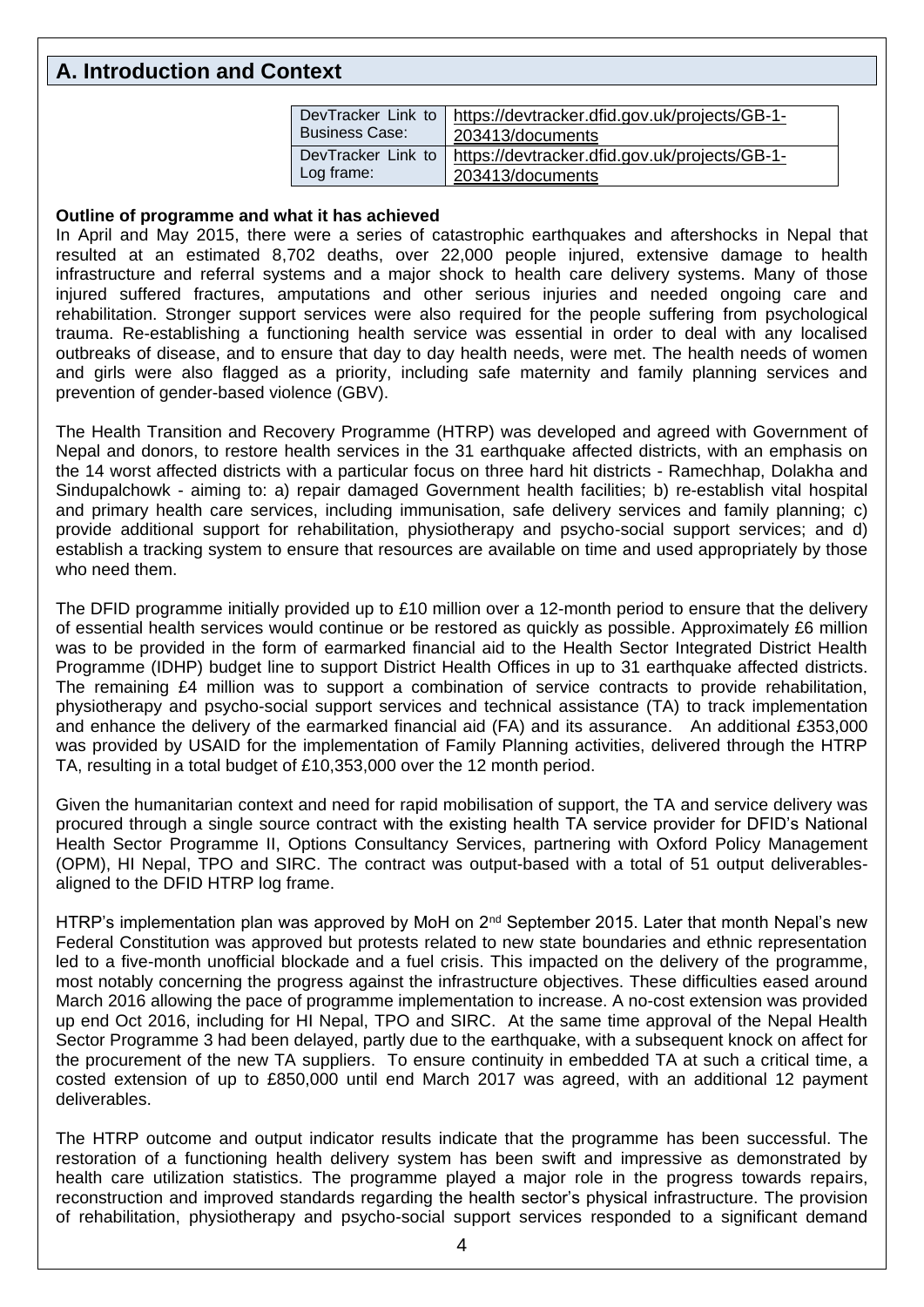## A. Introduction and Context

| DevTracker Link to Business Case: | https://devtracker.dfid.gov.uk/projects/GB-1-203413/documents |
|---|---|
| DevTracker Link to Log frame: | https://devtracker.dfid.gov.uk/projects/GB-1-203413/documents |

**Outline of programme and what it has achieved**

In April and May 2015, there were a series of catastrophic earthquakes and aftershocks in Nepal that resulted at an estimated 8,702 deaths, over 22,000 people injured, extensive damage to health infrastructure and referral systems and a major shock to health care delivery systems. Many of those injured suffered fractures, amputations and other serious injuries and needed ongoing care and rehabilitation. Stronger support services were also required for the people suffering from psychological trauma. Re-establishing a functioning health service was essential in order to deal with any localised outbreaks of disease, and to ensure that day to day health needs, were met. The health needs of women and girls were also flagged as a priority, including safe maternity and family planning services and prevention of gender-based violence (GBV).

The Health Transition and Recovery Programme (HTRP) was developed and agreed with Government of Nepal and donors, to restore health services in the 31 earthquake affected districts, with an emphasis on the 14 worst affected districts with a particular focus on three hard hit districts - Ramechhap, Dolakha and Sindupalchowk - aiming to: a) repair damaged Government health facilities; b) re-establish vital hospital and primary health care services, including immunisation, safe delivery services and family planning; c) provide additional support for rehabilitation, physiotherapy and psycho-social support services; and d) establish a tracking system to ensure that resources are available on time and used appropriately by those who need them.

The DFID programme initially provided up to £10 million over a 12-month period to ensure that the delivery of essential health services would continue or be restored as quickly as possible. Approximately £6 million was to be provided in the form of earmarked financial aid to the Health Sector Integrated District Health Programme (IDHP) budget line to support District Health Offices in up to 31 earthquake affected districts. The remaining £4 million was to support a combination of service contracts to provide rehabilitation, physiotherapy and psycho-social support services and technical assistance (TA) to track implementation and enhance the delivery of the earmarked financial aid (FA) and its assurance. An additional £353,000 was provided by USAID for the implementation of Family Planning activities, delivered through the HTRP TA, resulting in a total budget of £10,353,000 over the 12 month period.

Given the humanitarian context and need for rapid mobilisation of support, the TA and service delivery was procured through a single source contract with the existing health TA service provider for DFID's National Health Sector Programme II, Options Consultancy Services, partnering with Oxford Policy Management (OPM), HI Nepal, TPO and SIRC. The contract was output-based with a total of 51 output deliverables-aligned to the DFID HTRP log frame.

HTRP's implementation plan was approved by MoH on 2nd September 2015. Later that month Nepal's new Federal Constitution was approved but protests related to new state boundaries and ethnic representation led to a five-month unofficial blockade and a fuel crisis. This impacted on the delivery of the programme, most notably concerning the progress against the infrastructure objectives. These difficulties eased around March 2016 allowing the pace of programme implementation to increase. A no-cost extension was provided up end Oct 2016, including for HI Nepal, TPO and SIRC. At the same time approval of the Nepal Health Sector Programme 3 had been delayed, partly due to the earthquake, with a subsequent knock on affect for the procurement of the new TA suppliers. To ensure continuity in embedded TA at such a critical time, a costed extension of up to £850,000 until end March 2017 was agreed, with an additional 12 payment deliverables.

The HTRP outcome and output indicator results indicate that the programme has been successful. The restoration of a functioning health delivery system has been swift and impressive as demonstrated by health care utilization statistics. The programme played a major role in the progress towards repairs, reconstruction and improved standards regarding the health sector's physical infrastructure. The provision of rehabilitation, physiotherapy and psycho-social support services responded to a significant demand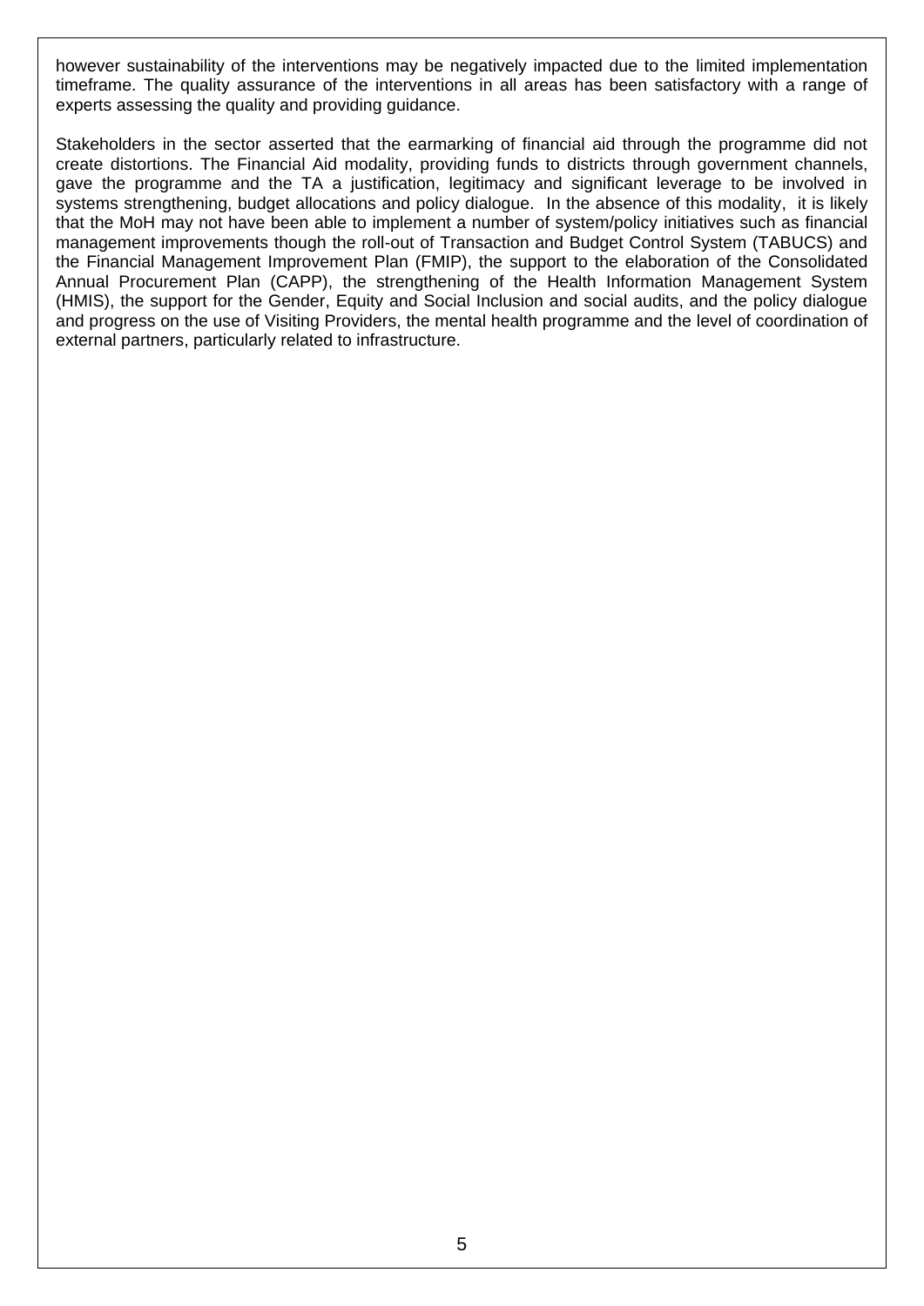however sustainability of the interventions may be negatively impacted due to the limited implementation timeframe. The quality assurance of the interventions in all areas has been satisfactory with a range of experts assessing the quality and providing guidance.

Stakeholders in the sector asserted that the earmarking of financial aid through the programme did not create distortions. The Financial Aid modality, providing funds to districts through government channels, gave the programme and the TA a justification, legitimacy and significant leverage to be involved in systems strengthening, budget allocations and policy dialogue. In the absence of this modality, it is likely that the MoH may not have been able to implement a number of system/policy initiatives such as financial management improvements though the roll-out of Transaction and Budget Control System (TABUCS) and the Financial Management Improvement Plan (FMIP), the support to the elaboration of the Consolidated Annual Procurement Plan (CAPP), the strengthening of the Health Information Management System (HMIS), the support for the Gender, Equity and Social Inclusion and social audits, and the policy dialogue and progress on the use of Visiting Providers, the mental health programme and the level of coordination of external partners, particularly related to infrastructure.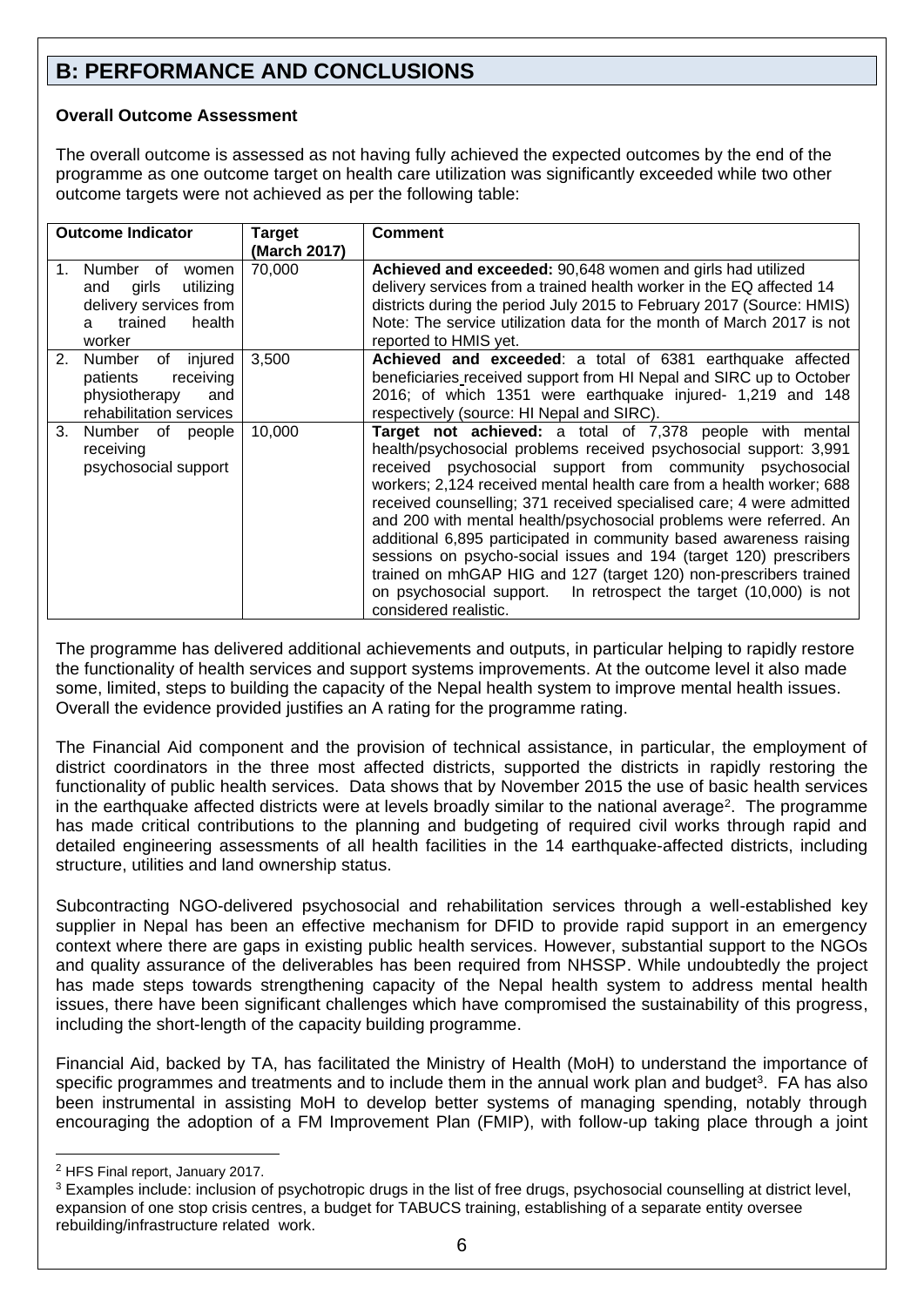## B: PERFORMANCE AND CONCLUSIONS

**Overall Outcome Assessment**

The overall outcome is assessed as not having fully achieved the expected outcomes by the end of the programme as one outcome target on health care utilization was significantly exceeded while two other outcome targets were not achieved as per the following table:

| Outcome Indicator | Target (March 2017) | Comment |
|---|---|---|
| 1. Number of women and girls utilizing delivery services from a trained health worker | 70,000 | **Achieved and exceeded:** 90,648 women and girls had utilized delivery services from a trained health worker in the EQ affected 14 districts during the period July 2015 to February 2017 (Source: HMIS) Note: The service utilization data for the month of March 2017 is not reported to HMIS yet. |
| 2. Number of injured patients receiving physiotherapy and rehabilitation services | 3,500 | **Achieved and exceeded**: a total of 6381 earthquake affected beneficiaries received support from HI Nepal and SIRC up to October 2016; of which 1351 were earthquake injured- 1,219 and 148 respectively (source: HI Nepal and SIRC). |
| 3. Number of people receiving psychosocial support | 10,000 | **Target not achieved:** a total of 7,378 people with mental health/psychosocial problems received psychosocial support: 3,991 received psychosocial support from community psychosocial workers; 2,124 received mental health care from a health worker; 688 received counselling; 371 received specialised care; 4 were admitted and 200 with mental health/psychosocial problems were referred. An additional 6,895 participated in community based awareness raising sessions on psycho-social issues and 194 (target 120) prescribers trained on mhGAP HIG and 127 (target 120) non-prescribers trained on psychosocial support. In retrospect the target (10,000) is not considered realistic. |

The programme has delivered additional achievements and outputs, in particular helping to rapidly restore the functionality of health services and support systems improvements. At the outcome level it also made some, limited, steps to building the capacity of the Nepal health system to improve mental health issues. Overall the evidence provided justifies an A rating for the programme rating.

The Financial Aid component and the provision of technical assistance, in particular, the employment of district coordinators in the three most affected districts, supported the districts in rapidly restoring the functionality of public health services. Data shows that by November 2015 the use of basic health services in the earthquake affected districts were at levels broadly similar to the national average[2]. The programme has made critical contributions to the planning and budgeting of required civil works through rapid and detailed engineering assessments of all health facilities in the 14 earthquake-affected districts, including structure, utilities and land ownership status.

Subcontracting NGO-delivered psychosocial and rehabilitation services through a well-established key supplier in Nepal has been an effective mechanism for DFID to provide rapid support in an emergency context where there are gaps in existing public health services. However, substantial support to the NGOs and quality assurance of the deliverables has been required from NHSSP. While undoubtedly the project has made steps towards strengthening capacity of the Nepal health system to address mental health issues, there have been significant challenges which have compromised the sustainability of this progress, including the short-length of the capacity building programme.

Financial Aid, backed by TA, has facilitated the Ministry of Health (MoH) to understand the importance of specific programmes and treatments and to include them in the annual work plan and budget[3]. FA has also been instrumental in assisting MoH to develop better systems of managing spending, notably through encouraging the adoption of a FM Improvement Plan (FMIP), with follow-up taking place through a joint

---

[2] HFS Final report, January 2017.

[3] Examples include: inclusion of psychotropic drugs in the list of free drugs, psychosocial counselling at district level, expansion of one stop crisis centres, a budget for TABUCS training, establishing of a separate entity oversee rebuilding/infrastructure related work.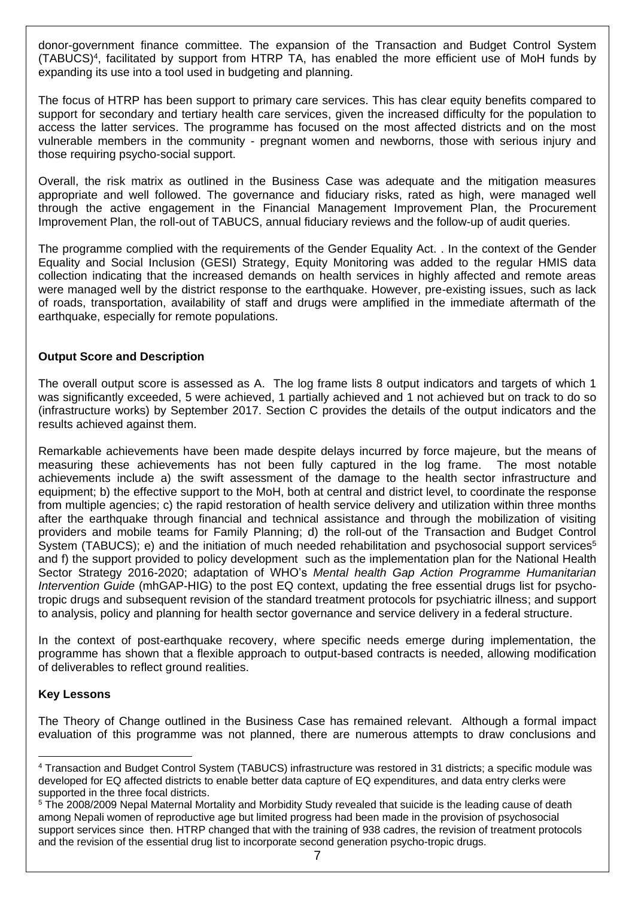donor-government finance committee. The expansion of the Transaction and Budget Control System (TABUCS)[4], facilitated by support from HTRP TA, has enabled the more efficient use of MoH funds by expanding its use into a tool used in budgeting and planning.

The focus of HTRP has been support to primary care services. This has clear equity benefits compared to support for secondary and tertiary health care services, given the increased difficulty for the population to access the latter services. The programme has focused on the most affected districts and on the most vulnerable members in the community - pregnant women and newborns, those with serious injury and those requiring psycho-social support.

Overall, the risk matrix as outlined in the Business Case was adequate and the mitigation measures appropriate and well followed. The governance and fiduciary risks, rated as high, were managed well through the active engagement in the Financial Management Improvement Plan, the Procurement Improvement Plan, the roll-out of TABUCS, annual fiduciary reviews and the follow-up of audit queries.

The programme complied with the requirements of the Gender Equality Act. . In the context of the Gender Equality and Social Inclusion (GESI) Strategy, Equity Monitoring was added to the regular HMIS data collection indicating that the increased demands on health services in highly affected and remote areas were managed well by the district response to the earthquake. However, pre-existing issues, such as lack of roads, transportation, availability of staff and drugs were amplified in the immediate aftermath of the earthquake, especially for remote populations.

**Output Score and Description**

The overall output score is assessed as A. The log frame lists 8 output indicators and targets of which 1 was significantly exceeded, 5 were achieved, 1 partially achieved and 1 not achieved but on track to do so (infrastructure works) by September 2017. Section C provides the details of the output indicators and the results achieved against them.

Remarkable achievements have been made despite delays incurred by force majeure, but the means of measuring these achievements has not been fully captured in the log frame. The most notable achievements include a) the swift assessment of the damage to the health sector infrastructure and equipment; b) the effective support to the MoH, both at central and district level, to coordinate the response from multiple agencies; c) the rapid restoration of health service delivery and utilization within three months after the earthquake through financial and technical assistance and through the mobilization of visiting providers and mobile teams for Family Planning; d) the roll-out of the Transaction and Budget Control System (TABUCS); e) and the initiation of much needed rehabilitation and psychosocial support services[5] and f) the support provided to policy development such as the implementation plan for the National Health Sector Strategy 2016-2020; adaptation of WHO's *Mental health Gap Action Programme Humanitarian Intervention Guide* (mhGAP-HIG) to the post EQ context, updating the free essential drugs list for psycho-tropic drugs and subsequent revision of the standard treatment protocols for psychiatric illness; and support to analysis, policy and planning for health sector governance and service delivery in a federal structure.

In the context of post-earthquake recovery, where specific needs emerge during implementation, the programme has shown that a flexible approach to output-based contracts is needed, allowing modification of deliverables to reflect ground realities.

**Key Lessons**

The Theory of Change outlined in the Business Case has remained relevant. Although a formal impact evaluation of this programme was not planned, there are numerous attempts to draw conclusions and

---

[4] Transaction and Budget Control System (TABUCS) infrastructure was restored in 31 districts; a specific module was developed for EQ affected districts to enable better data capture of EQ expenditures, and data entry clerks were supported in the three focal districts.

[5] The 2008/2009 Nepal Maternal Mortality and Morbidity Study revealed that suicide is the leading cause of death among Nepali women of reproductive age but limited progress had been made in the provision of psychosocial support services since then. HTRP changed that with the training of 938 cadres, the revision of treatment protocols and the revision of the essential drug list to incorporate second generation psycho-tropic drugs.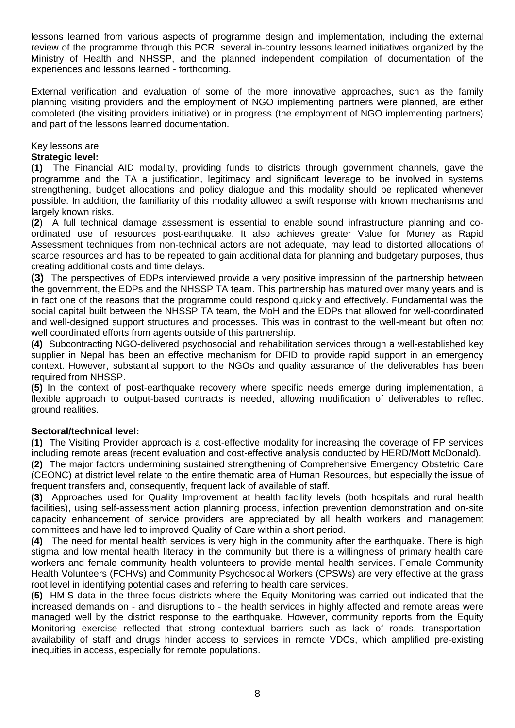lessons learned from various aspects of programme design and implementation, including the external review of the programme through this PCR, several in-country lessons learned initiatives organized by the Ministry of Health and NHSSP, and the planned independent compilation of documentation of the experiences and lessons learned - forthcoming.

External verification and evaluation of some of the more innovative approaches, such as the family planning visiting providers and the employment of NGO implementing partners were planned, are either completed (the visiting providers initiative) or in progress (the employment of NGO implementing partners) and part of the lessons learned documentation.

Key lessons are:

**Strategic level:**

**(1)** The Financial AID modality, providing funds to districts through government channels, gave the programme and the TA a justification, legitimacy and significant leverage to be involved in systems strengthening, budget allocations and policy dialogue and this modality should be replicated whenever possible. In addition, the familiarity of this modality allowed a swift response with known mechanisms and largely known risks.

**(2**) A full technical damage assessment is essential to enable sound infrastructure planning and co-ordinated use of resources post-earthquake. It also achieves greater Value for Money as Rapid Assessment techniques from non-technical actors are not adequate, may lead to distorted allocations of scarce resources and has to be repeated to gain additional data for planning and budgetary purposes, thus creating additional costs and time delays.

**(3)** The perspectives of EDPs interviewed provide a very positive impression of the partnership between the government, the EDPs and the NHSSP TA team. This partnership has matured over many years and is in fact one of the reasons that the programme could respond quickly and effectively. Fundamental was the social capital built between the NHSSP TA team, the MoH and the EDPs that allowed for well-coordinated and well-designed support structures and processes. This was in contrast to the well-meant but often not well coordinated efforts from agents outside of this partnership.

**(4)** Subcontracting NGO-delivered psychosocial and rehabilitation services through a well-established key supplier in Nepal has been an effective mechanism for DFID to provide rapid support in an emergency context. However, substantial support to the NGOs and quality assurance of the deliverables has been required from NHSSP.

**(5)** In the context of post-earthquake recovery where specific needs emerge during implementation, a flexible approach to output-based contracts is needed, allowing modification of deliverables to reflect ground realities.

**Sectoral/technical level:**

**(1)** The Visiting Provider approach is a cost-effective modality for increasing the coverage of FP services including remote areas (recent evaluation and cost-effective analysis conducted by HERD/Mott McDonald).

**(2)** The major factors undermining sustained strengthening of Comprehensive Emergency Obstetric Care (CEONC) at district level relate to the entire thematic area of Human Resources, but especially the issue of frequent transfers and, consequently, frequent lack of available of staff.

**(3)** Approaches used for Quality Improvement at health facility levels (both hospitals and rural health facilities), using self-assessment action planning process, infection prevention demonstration and on-site capacity enhancement of service providers are appreciated by all health workers and management committees and have led to improved Quality of Care within a short period.

**(4)** The need for mental health services is very high in the community after the earthquake. There is high stigma and low mental health literacy in the community but there is a willingness of primary health care workers and female community health volunteers to provide mental health services. Female Community Health Volunteers (FCHVs) and Community Psychosocial Workers (CPSWs) are very effective at the grass root level in identifying potential cases and referring to health care services.

**(5)** HMIS data in the three focus districts where the Equity Monitoring was carried out indicated that the increased demands on - and disruptions to - the health services in highly affected and remote areas were managed well by the district response to the earthquake. However, community reports from the Equity Monitoring exercise reflected that strong contextual barriers such as lack of roads, transportation, availability of staff and drugs hinder access to services in remote VDCs, which amplified pre-existing inequities in access, especially for remote populations.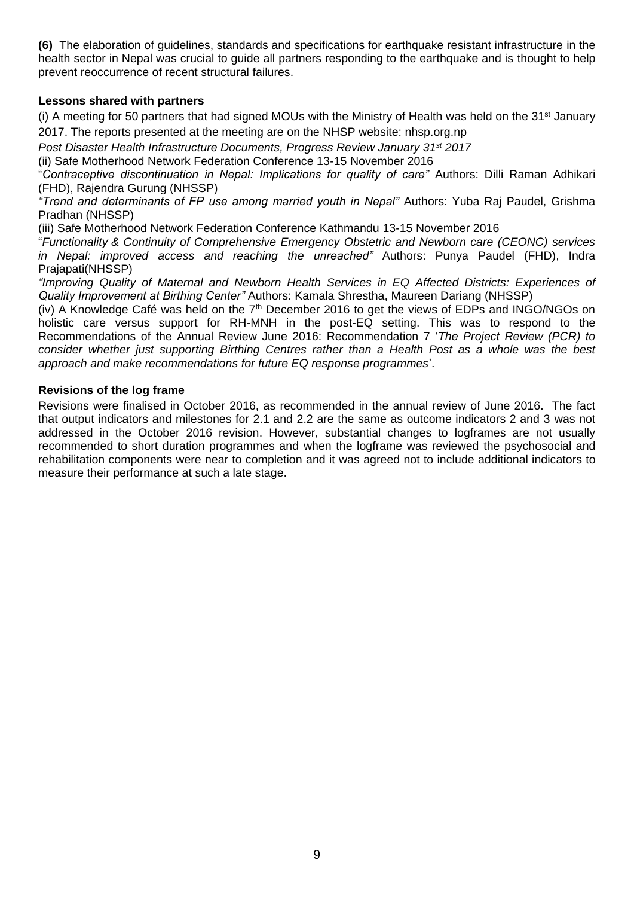**(6)** The elaboration of guidelines, standards and specifications for earthquake resistant infrastructure in the health sector in Nepal was crucial to guide all partners responding to the earthquake and is thought to help prevent reoccurrence of recent structural failures.

**Lessons shared with partners**

(i) A meeting for 50 partners that had signed MOUs with the Ministry of Health was held on the 31st January 2017. The reports presented at the meeting are on the NHSP website: nhsp.org.np

*Post Disaster Health Infrastructure Documents, Progress Review January 31st 2017*

(ii) Safe Motherhood Network Federation Conference 13-15 November 2016

"*Contraceptive discontinuation in Nepal: Implications for quality of care"* Authors: Dilli Raman Adhikari (FHD), Rajendra Gurung (NHSSP)

*"Trend and determinants of FP use among married youth in Nepal"* Authors: Yuba Raj Paudel, Grishma Pradhan (NHSSP)

(iii) Safe Motherhood Network Federation Conference Kathmandu 13-15 November 2016

"*Functionality & Continuity of Comprehensive Emergency Obstetric and Newborn care (CEONC) services in Nepal: improved access and reaching the unreached"* Authors: Punya Paudel (FHD), Indra Prajapati(NHSSP)

*"Improving Quality of Maternal and Newborn Health Services in EQ Affected Districts: Experiences of Quality Improvement at Birthing Center"* Authors: Kamala Shrestha, Maureen Dariang (NHSSP)

(iv) A Knowledge Café was held on the 7th December 2016 to get the views of EDPs and INGO/NGOs on holistic care versus support for RH-MNH in the post-EQ setting. This was to respond to the Recommendations of the Annual Review June 2016: Recommendation 7 '*The Project Review (PCR) to consider whether just supporting Birthing Centres rather than a Health Post as a whole was the best approach and make recommendations for future EQ response programmes*'.

**Revisions of the log frame**

Revisions were finalised in October 2016, as recommended in the annual review of June 2016. The fact that output indicators and milestones for 2.1 and 2.2 are the same as outcome indicators 2 and 3 was not addressed in the October 2016 revision. However, substantial changes to logframes are not usually recommended to short duration programmes and when the logframe was reviewed the psychosocial and rehabilitation components were near to completion and it was agreed not to include additional indicators to measure their performance at such a late stage.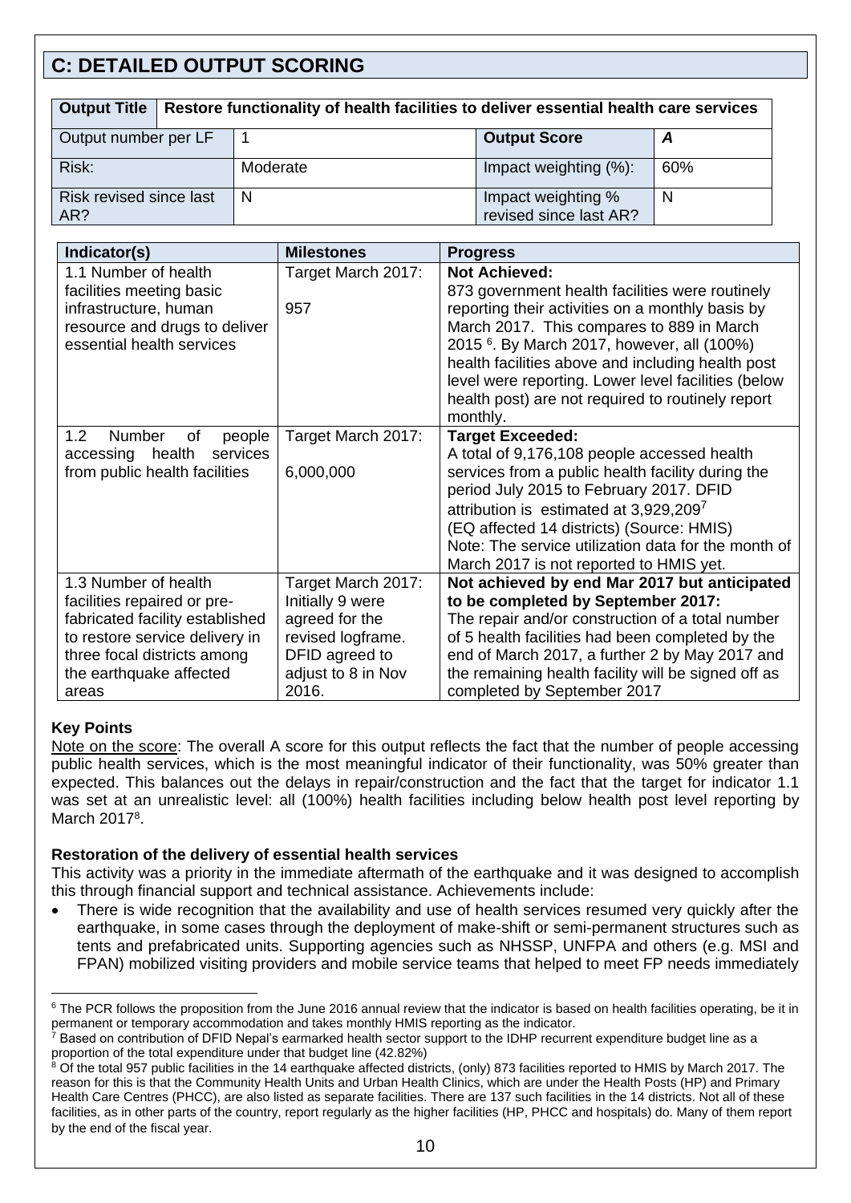## C: DETAILED OUTPUT SCORING

| Output Title | Restore functionality of health facilities to deliver essential health care services | | |
|---|---|---|---|
| Output number per LF | 1 | **Output Score** | ***A*** |
| Risk: | Moderate | Impact weighting (%): | 60% |
| Risk revised since last AR? | N | Impact weighting % revised since last AR? | N |

| Indicator(s) | Milestones | Progress |
|---|---|---|
| 1.1 Number of health facilities meeting basic infrastructure, human resource and drugs to deliver essential health services | Target March 2017: 957 | **Not Achieved:** 873 government health facilities were routinely reporting their activities on a monthly basis by March 2017. This compares to 889 in March 2015 [6]. By March 2017, however, all (100%) health facilities above and including health post level were reporting. Lower level facilities (below health post) are not required to routinely report monthly. |
| 1.2 Number of people accessing health services from public health facilities | Target March 2017: 6,000,000 | **Target Exceeded:** A total of 9,176,108 people accessed health services from a public health facility during the period July 2015 to February 2017. DFID attribution is estimated at 3,929,209[7] (EQ affected 14 districts) (Source: HMIS) Note: The service utilization data for the month of March 2017 is not reported to HMIS yet. |
| 1.3 Number of health facilities repaired or pre-fabricated facility established to restore service delivery in three focal districts among the earthquake affected areas | Target March 2017: Initially 9 were agreed for the revised logframe. DFID agreed to adjust to 8 in Nov 2016. | **Not achieved by end Mar 2017 but anticipated to be completed by September 2017:** The repair and/or construction of a total number of 5 health facilities had been completed by the end of March 2017, a further 2 by May 2017 and the remaining health facility will be signed off as completed by September 2017 |

**Key Points**

Note on the score: The overall A score for this output reflects the fact that the number of people accessing public health services, which is the most meaningful indicator of their functionality, was 50% greater than expected. This balances out the delays in repair/construction and the fact that the target for indicator 1.1 was set at an unrealistic level: all (100%) health facilities including below health post level reporting by March 2017[8].

**Restoration of the delivery of essential health services**

This activity was a priority in the immediate aftermath of the earthquake and it was designed to accomplish this through financial support and technical assistance. Achievements include:

- There is wide recognition that the availability and use of health services resumed very quickly after the earthquake, in some cases through the deployment of make-shift or semi-permanent structures such as tents and prefabricated units. Supporting agencies such as NHSSP, UNFPA and others (e.g. MSI and FPAN) mobilized visiting providers and mobile service teams that helped to meet FP needs immediately

---

[6] The PCR follows the proposition from the June 2016 annual review that the indicator is based on health facilities operating, be it in permanent or temporary accommodation and takes monthly HMIS reporting as the indicator.

[7] Based on contribution of DFID Nepal's earmarked health sector support to the IDHP recurrent expenditure budget line as a proportion of the total expenditure under that budget line (42.82%)

[8] Of the total 957 public facilities in the 14 earthquake affected districts, (only) 873 facilities reported to HMIS by March 2017. The reason for this is that the Community Health Units and Urban Health Clinics, which are under the Health Posts (HP) and Primary Health Care Centres (PHCC), are also listed as separate facilities. There are 137 such facilities in the 14 districts. Not all of these facilities, as in other parts of the country, report regularly as the higher facilities (HP, PHCC and hospitals) do. Many of them report by the end of the fiscal year.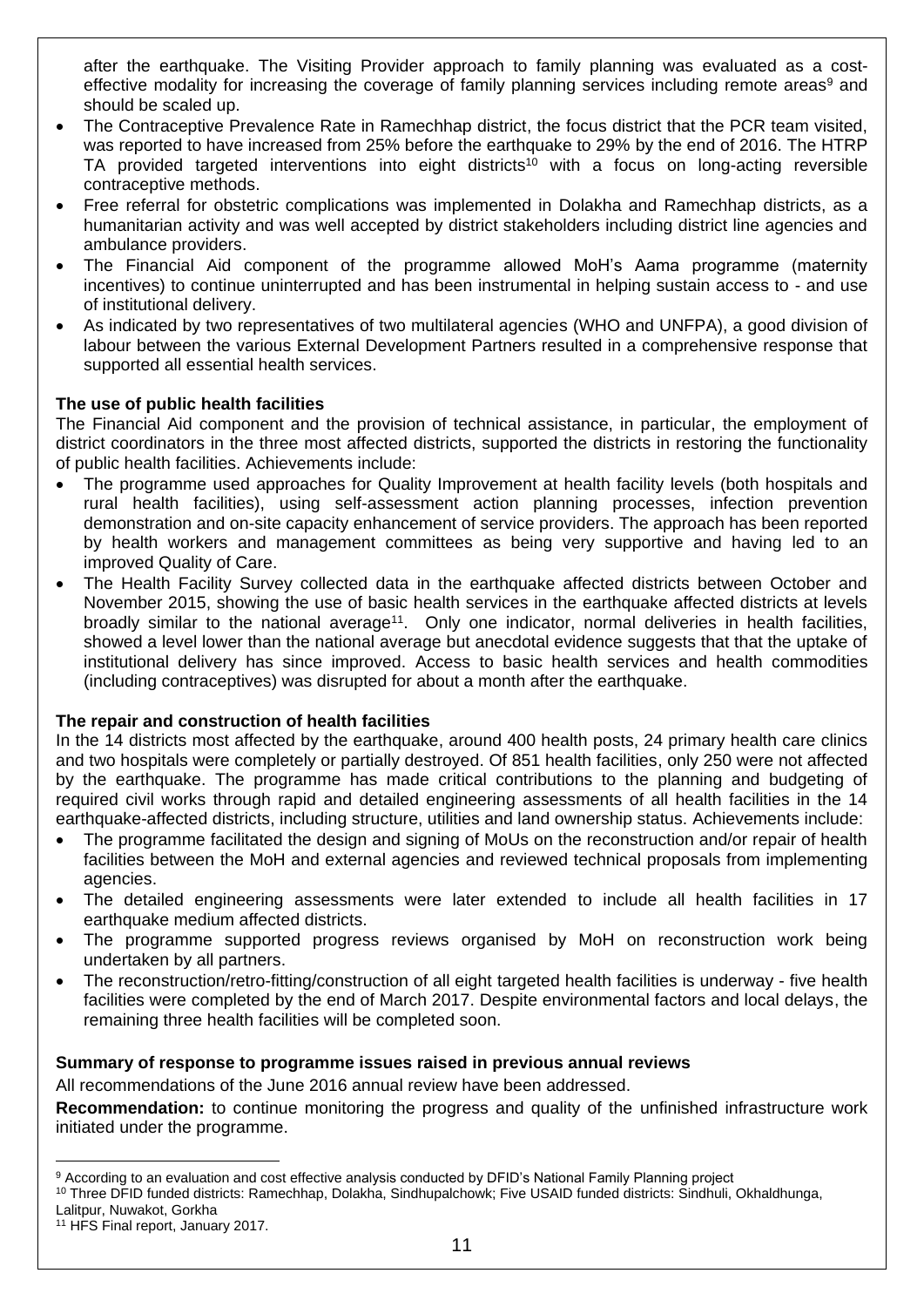after the earthquake. The Visiting Provider approach to family planning was evaluated as a cost-effective modality for increasing the coverage of family planning services including remote areas[9] and should be scaled up.

- The Contraceptive Prevalence Rate in Ramechhap district, the focus district that the PCR team visited, was reported to have increased from 25% before the earthquake to 29% by the end of 2016. The HTRP TA provided targeted interventions into eight districts[10] with a focus on long-acting reversible contraceptive methods.
- Free referral for obstetric complications was implemented in Dolakha and Ramechhap districts, as a humanitarian activity and was well accepted by district stakeholders including district line agencies and ambulance providers.
- The Financial Aid component of the programme allowed MoH's Aama programme (maternity incentives) to continue uninterrupted and has been instrumental in helping sustain access to - and use of institutional delivery.
- As indicated by two representatives of two multilateral agencies (WHO and UNFPA), a good division of labour between the various External Development Partners resulted in a comprehensive response that supported all essential health services.

**The use of public health facilities**

The Financial Aid component and the provision of technical assistance, in particular, the employment of district coordinators in the three most affected districts, supported the districts in restoring the functionality of public health facilities. Achievements include:

- The programme used approaches for Quality Improvement at health facility levels (both hospitals and rural health facilities), using self-assessment action planning processes, infection prevention demonstration and on-site capacity enhancement of service providers. The approach has been reported by health workers and management committees as being very supportive and having led to an improved Quality of Care.
- The Health Facility Survey collected data in the earthquake affected districts between October and November 2015, showing the use of basic health services in the earthquake affected districts at levels broadly similar to the national average[11]. Only one indicator, normal deliveries in health facilities, showed a level lower than the national average but anecdotal evidence suggests that that the uptake of institutional delivery has since improved. Access to basic health services and health commodities (including contraceptives) was disrupted for about a month after the earthquake.

**The repair and construction of health facilities**

In the 14 districts most affected by the earthquake, around 400 health posts, 24 primary health care clinics and two hospitals were completely or partially destroyed. Of 851 health facilities, only 250 were not affected by the earthquake. The programme has made critical contributions to the planning and budgeting of required civil works through rapid and detailed engineering assessments of all health facilities in the 14 earthquake-affected districts, including structure, utilities and land ownership status. Achievements include:

- The programme facilitated the design and signing of MoUs on the reconstruction and/or repair of health facilities between the MoH and external agencies and reviewed technical proposals from implementing agencies.
- The detailed engineering assessments were later extended to include all health facilities in 17 earthquake medium affected districts.
- The programme supported progress reviews organised by MoH on reconstruction work being undertaken by all partners.
- The reconstruction/retro-fitting/construction of all eight targeted health facilities is underway - five health facilities were completed by the end of March 2017. Despite environmental factors and local delays, the remaining three health facilities will be completed soon.

**Summary of response to programme issues raised in previous annual reviews**

All recommendations of the June 2016 annual review have been addressed.

**Recommendation:** to continue monitoring the progress and quality of the unfinished infrastructure work initiated under the programme.

---

[9] According to an evaluation and cost effective analysis conducted by DFID's National Family Planning project

[10] Three DFID funded districts: Ramechhap, Dolakha, Sindhupalchowk; Five USAID funded districts: Sindhuli, Okhaldhunga, Lalitpur, Nuwakot, Gorkha

[11] HFS Final report, January 2017.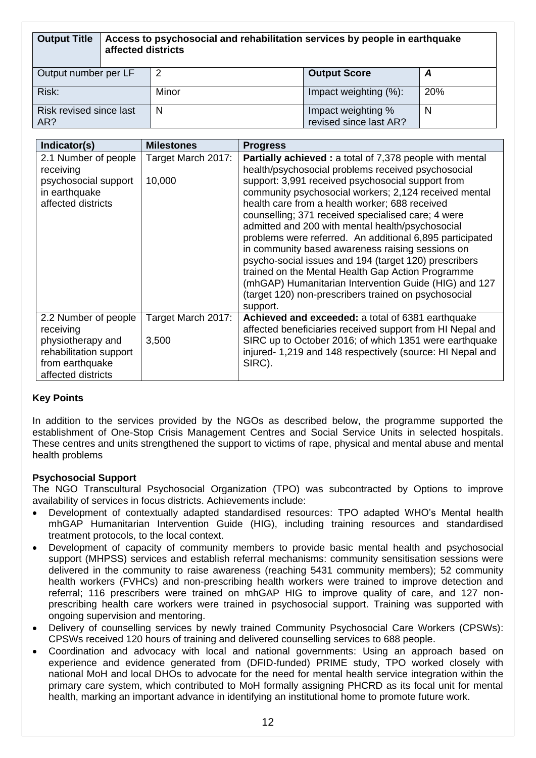| **Output Title** | **Access to psychosocial and rehabilitation services by people in earthquake affected districts** | | |
|---|---|---|---|
| Output number per LF | 2 | **Output Score** | ***A*** |
| Risk: | Minor | Impact weighting (%): | 20% |
| Risk revised since last AR? | N | Impact weighting % revised since last AR? | N |

| Indicator(s) | Milestones | Progress |
|---|---|---|
| 2.1 Number of people receiving psychosocial support in earthquake affected districts | Target March 2017: 10,000 | **Partially achieved :** a total of 7,378 people with mental health/psychosocial problems received psychosocial support: 3,991 received psychosocial support from community psychosocial workers; 2,124 received mental health care from a health worker; 688 received counselling; 371 received specialised care; 4 were admitted and 200 with mental health/psychosocial problems were referred. An additional 6,895 participated in community based awareness raising sessions on psycho-social issues and 194 (target 120) prescribers trained on the Mental Health Gap Action Programme (mhGAP) Humanitarian Intervention Guide (HIG) and 127 (target 120) non-prescribers trained on psychosocial support. |
| 2.2 Number of people receiving physiotherapy and rehabilitation support from earthquake affected districts | Target March 2017: 3,500 | **Achieved and exceeded:** a total of 6381 earthquake affected beneficiaries received support from HI Nepal and SIRC up to October 2016; of which 1351 were earthquake injured- 1,219 and 148 respectively (source: HI Nepal and SIRC). |

**Key Points**

In addition to the services provided by the NGOs as described below, the programme supported the establishment of One-Stop Crisis Management Centres and Social Service Units in selected hospitals. These centres and units strengthened the support to victims of rape, physical and mental abuse and mental health problems

**Psychosocial Support**

The NGO Transcultural Psychosocial Organization (TPO) was subcontracted by Options to improve availability of services in focus districts. Achievements include:

- Development of contextually adapted standardised resources: TPO adapted WHO's Mental health mhGAP Humanitarian Intervention Guide (HIG), including training resources and standardised treatment protocols, to the local context.
- Development of capacity of community members to provide basic mental health and psychosocial support (MHPSS) services and establish referral mechanisms: community sensitisation sessions were delivered in the community to raise awareness (reaching 5431 community members); 52 community health workers (FVHCs) and non-prescribing health workers were trained to improve detection and referral; 116 prescribers were trained on mhGAP HIG to improve quality of care, and 127 non-prescribing health care workers were trained in psychosocial support. Training was supported with ongoing supervision and mentoring.
- Delivery of counselling services by newly trained Community Psychosocial Care Workers (CPSWs): CPSWs received 120 hours of training and delivered counselling services to 688 people.
- Coordination and advocacy with local and national governments: Using an approach based on experience and evidence generated from (DFID-funded) PRIME study, TPO worked closely with national MoH and local DHOs to advocate for the need for mental health service integration within the primary care system, which contributed to MoH formally assigning PHCRD as its focal unit for mental health, marking an important advance in identifying an institutional home to promote future work.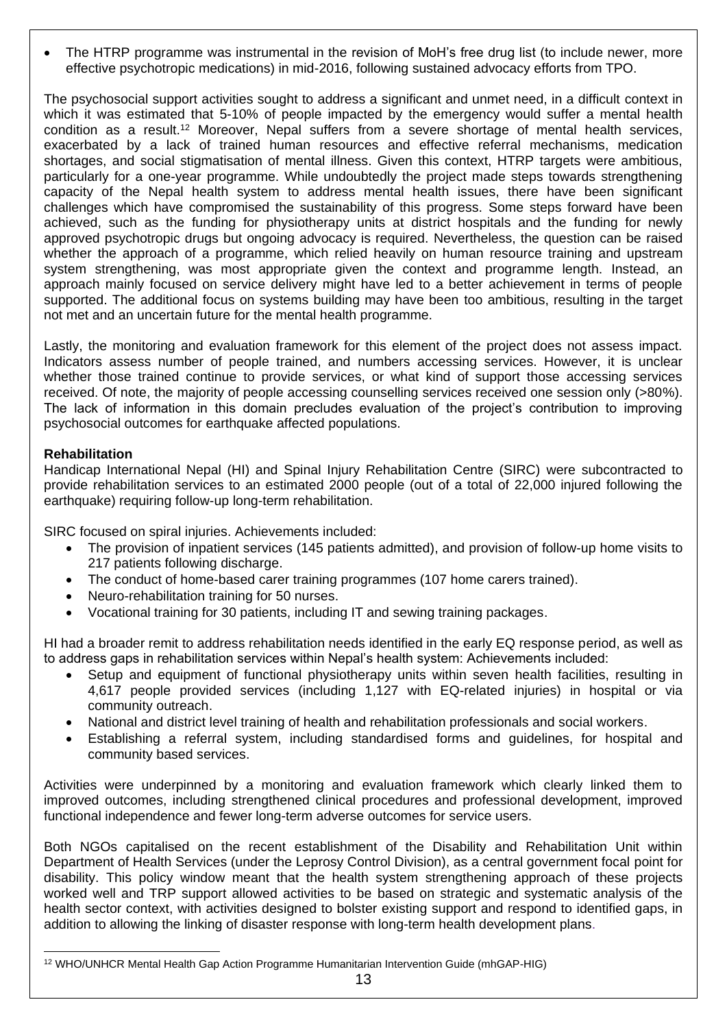- The HTRP programme was instrumental in the revision of MoH's free drug list (to include newer, more effective psychotropic medications) in mid-2016, following sustained advocacy efforts from TPO.

The psychosocial support activities sought to address a significant and unmet need, in a difficult context in which it was estimated that 5-10% of people impacted by the emergency would suffer a mental health condition as a result.[12] Moreover, Nepal suffers from a severe shortage of mental health services, exacerbated by a lack of trained human resources and effective referral mechanisms, medication shortages, and social stigmatisation of mental illness. Given this context, HTRP targets were ambitious, particularly for a one-year programme. While undoubtedly the project made steps towards strengthening capacity of the Nepal health system to address mental health issues, there have been significant challenges which have compromised the sustainability of this progress. Some steps forward have been achieved, such as the funding for physiotherapy units at district hospitals and the funding for newly approved psychotropic drugs but ongoing advocacy is required. Nevertheless, the question can be raised whether the approach of a programme, which relied heavily on human resource training and upstream system strengthening, was most appropriate given the context and programme length. Instead, an approach mainly focused on service delivery might have led to a better achievement in terms of people supported. The additional focus on systems building may have been too ambitious, resulting in the target not met and an uncertain future for the mental health programme.

Lastly, the monitoring and evaluation framework for this element of the project does not assess impact. Indicators assess number of people trained, and numbers accessing services. However, it is unclear whether those trained continue to provide services, or what kind of support those accessing services received. Of note, the majority of people accessing counselling services received one session only (>80%). The lack of information in this domain precludes evaluation of the project's contribution to improving psychosocial outcomes for earthquake affected populations.

**Rehabilitation**

Handicap International Nepal (HI) and Spinal Injury Rehabilitation Centre (SIRC) were subcontracted to provide rehabilitation services to an estimated 2000 people (out of a total of 22,000 injured following the earthquake) requiring follow-up long-term rehabilitation.

SIRC focused on spiral injuries. Achievements included:

- The provision of inpatient services (145 patients admitted), and provision of follow-up home visits to 217 patients following discharge.
- The conduct of home-based carer training programmes (107 home carers trained).
- Neuro-rehabilitation training for 50 nurses.
- Vocational training for 30 patients, including IT and sewing training packages.

HI had a broader remit to address rehabilitation needs identified in the early EQ response period, as well as to address gaps in rehabilitation services within Nepal's health system: Achievements included:

- Setup and equipment of functional physiotherapy units within seven health facilities, resulting in 4,617 people provided services (including 1,127 with EQ-related injuries) in hospital or via community outreach.
- National and district level training of health and rehabilitation professionals and social workers.
- Establishing a referral system, including standardised forms and guidelines, for hospital and community based services.

Activities were underpinned by a monitoring and evaluation framework which clearly linked them to improved outcomes, including strengthened clinical procedures and professional development, improved functional independence and fewer long-term adverse outcomes for service users.

Both NGOs capitalised on the recent establishment of the Disability and Rehabilitation Unit within Department of Health Services (under the Leprosy Control Division), as a central government focal point for disability. This policy window meant that the health system strengthening approach of these projects worked well and TRP support allowed activities to be based on strategic and systematic analysis of the health sector context, with activities designed to bolster existing support and respond to identified gaps, in addition to allowing the linking of disaster response with long-term health development plans.

[12] WHO/UNHCR Mental Health Gap Action Programme Humanitarian Intervention Guide (mhGAP-HIG)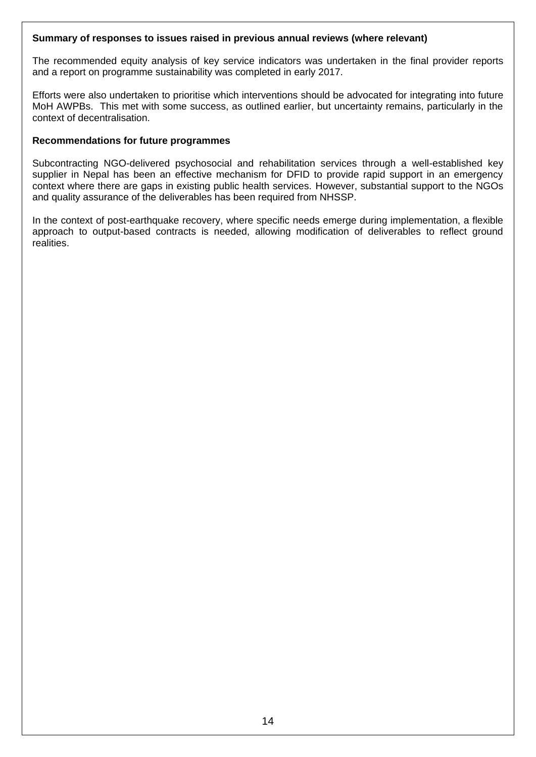**Summary of responses to issues raised in previous annual reviews (where relevant)**

The recommended equity analysis of key service indicators was undertaken in the final provider reports and a report on programme sustainability was completed in early 2017.

Efforts were also undertaken to prioritise which interventions should be advocated for integrating into future MoH AWPBs. This met with some success, as outlined earlier, but uncertainty remains, particularly in the context of decentralisation.

**Recommendations for future programmes**

Subcontracting NGO-delivered psychosocial and rehabilitation services through a well-established key supplier in Nepal has been an effective mechanism for DFID to provide rapid support in an emergency context where there are gaps in existing public health services. However, substantial support to the NGOs and quality assurance of the deliverables has been required from NHSSP.

In the context of post-earthquake recovery, where specific needs emerge during implementation, a flexible approach to output-based contracts is needed, allowing modification of deliverables to reflect ground realities.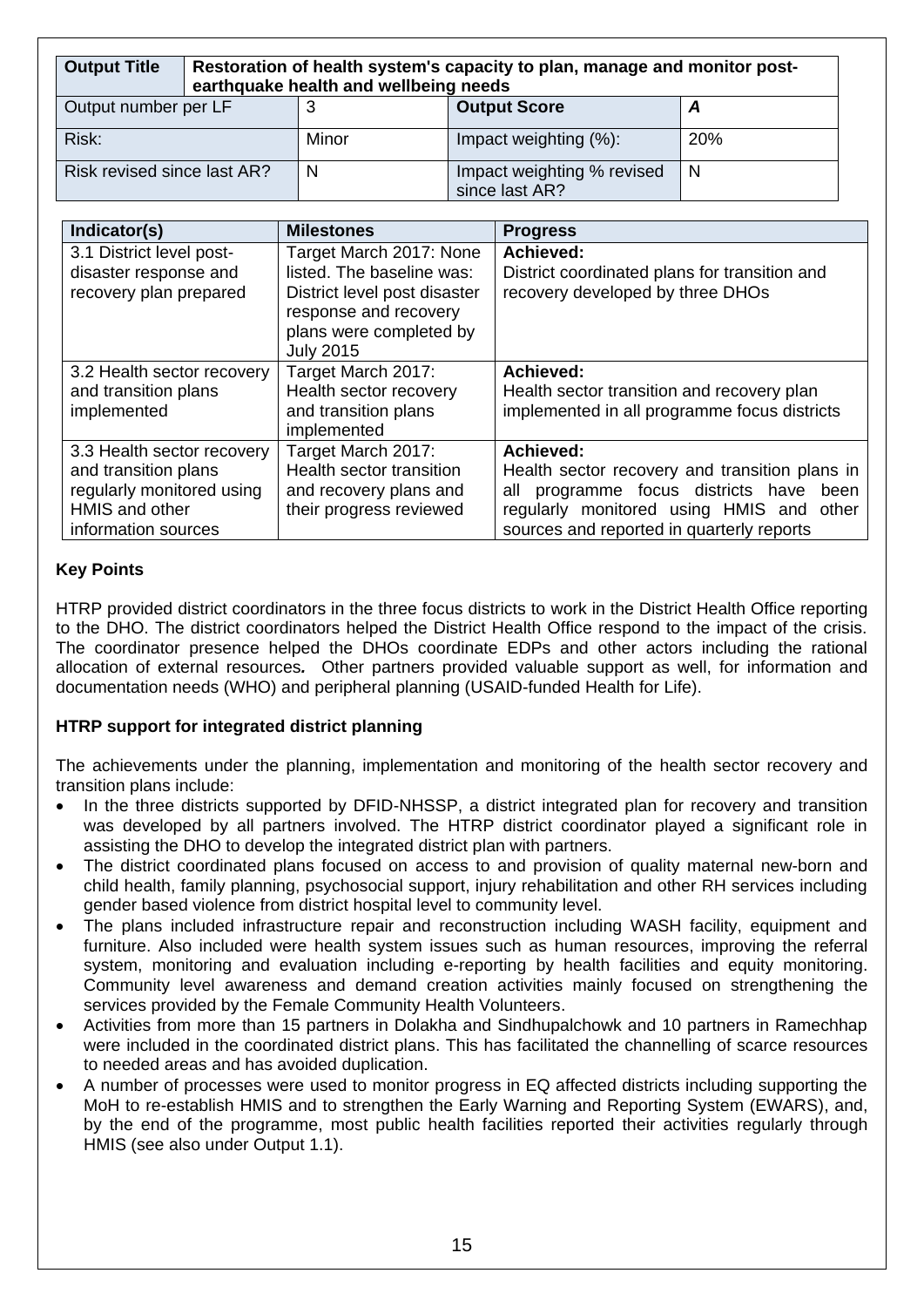| Output Title | Restoration of health system's capacity to plan, manage and monitor post-earthquake health and wellbeing needs | | |
|---|---|---|---|
| Output number per LF | 3 | **Output Score** | ***A*** |
| Risk: | Minor | Impact weighting (%): | 20% |
| Risk revised since last AR? | N | Impact weighting % revised since last AR? | N |

| Indicator(s) | Milestones | Progress |
|---|---|---|
| 3.1 District level post-disaster response and recovery plan prepared | Target March 2017: None listed. The baseline was: District level post disaster response and recovery plans were completed by July 2015 | **Achieved:** District coordinated plans for transition and recovery developed by three DHOs |
| 3.2 Health sector recovery and transition plans implemented | Target March 2017: Health sector recovery and transition plans implemented | **Achieved:** Health sector transition and recovery plan implemented in all programme focus districts |
| 3.3 Health sector recovery and transition plans regularly monitored using HMIS and other information sources | Target March 2017: Health sector transition and recovery plans and their progress reviewed | **Achieved:** Health sector recovery and transition plans in all programme focus districts have been regularly monitored using HMIS and other sources and reported in quarterly reports |

**Key Points**

HTRP provided district coordinators in the three focus districts to work in the District Health Office reporting to the DHO. The district coordinators helped the District Health Office respond to the impact of the crisis. The coordinator presence helped the DHOs coordinate EDPs and other actors including the rational allocation of external resources**.** Other partners provided valuable support as well, for information and documentation needs (WHO) and peripheral planning (USAID-funded Health for Life).

**HTRP support for integrated district planning**

The achievements under the planning, implementation and monitoring of the health sector recovery and transition plans include:

- In the three districts supported by DFID-NHSSP, a district integrated plan for recovery and transition was developed by all partners involved. The HTRP district coordinator played a significant role in assisting the DHO to develop the integrated district plan with partners.
- The district coordinated plans focused on access to and provision of quality maternal new-born and child health, family planning, psychosocial support, injury rehabilitation and other RH services including gender based violence from district hospital level to community level.
- The plans included infrastructure repair and reconstruction including WASH facility, equipment and furniture. Also included were health system issues such as human resources, improving the referral system, monitoring and evaluation including e-reporting by health facilities and equity monitoring. Community level awareness and demand creation activities mainly focused on strengthening the services provided by the Female Community Health Volunteers.
- Activities from more than 15 partners in Dolakha and Sindhupalchowk and 10 partners in Ramechhap were included in the coordinated district plans. This has facilitated the channelling of scarce resources to needed areas and has avoided duplication.
- A number of processes were used to monitor progress in EQ affected districts including supporting the MoH to re-establish HMIS and to strengthen the Early Warning and Reporting System (EWARS), and, by the end of the programme, most public health facilities reported their activities regularly through HMIS (see also under Output 1.1).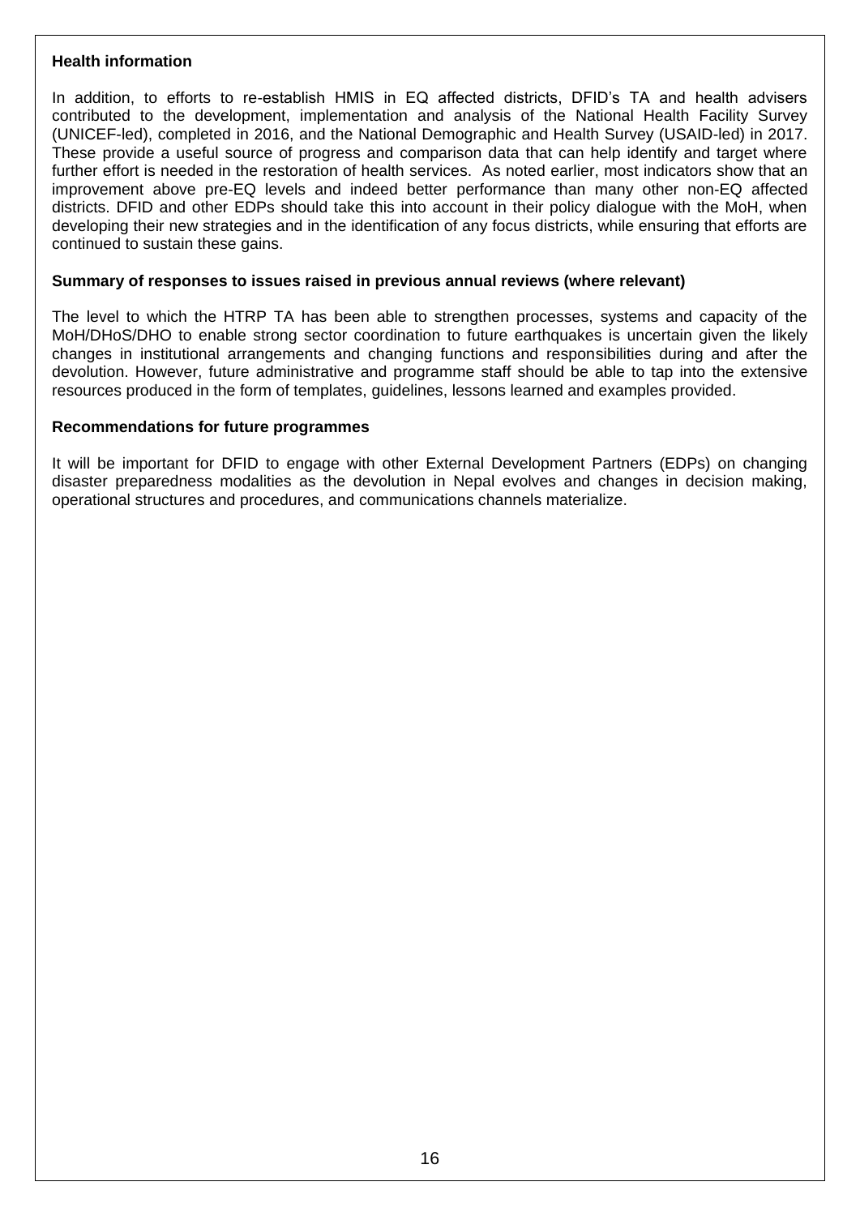**Health information**

In addition, to efforts to re-establish HMIS in EQ affected districts, DFID's TA and health advisers contributed to the development, implementation and analysis of the National Health Facility Survey (UNICEF-led), completed in 2016, and the National Demographic and Health Survey (USAID-led) in 2017. These provide a useful source of progress and comparison data that can help identify and target where further effort is needed in the restoration of health services. As noted earlier, most indicators show that an improvement above pre-EQ levels and indeed better performance than many other non-EQ affected districts. DFID and other EDPs should take this into account in their policy dialogue with the MoH, when developing their new strategies and in the identification of any focus districts, while ensuring that efforts are continued to sustain these gains.

**Summary of responses to issues raised in previous annual reviews (where relevant)**

The level to which the HTRP TA has been able to strengthen processes, systems and capacity of the MoH/DHoS/DHO to enable strong sector coordination to future earthquakes is uncertain given the likely changes in institutional arrangements and changing functions and responsibilities during and after the devolution. However, future administrative and programme staff should be able to tap into the extensive resources produced in the form of templates, guidelines, lessons learned and examples provided.

**Recommendations for future programmes**

It will be important for DFID to engage with other External Development Partners (EDPs) on changing disaster preparedness modalities as the devolution in Nepal evolves and changes in decision making, operational structures and procedures, and communications channels materialize.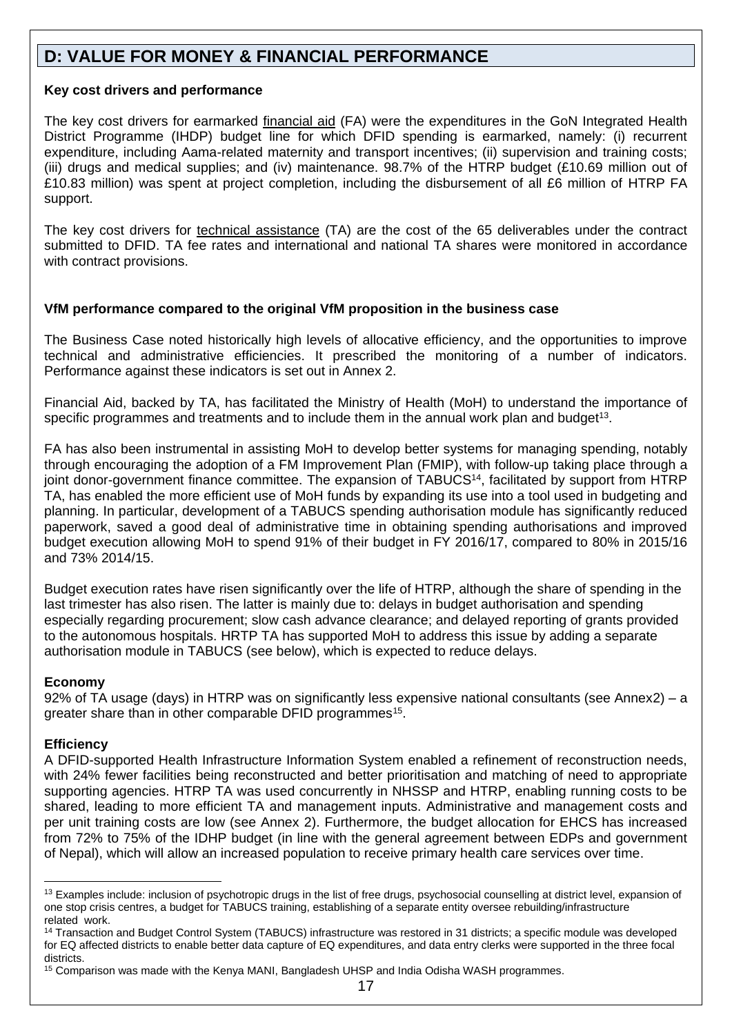## D: VALUE FOR MONEY & FINANCIAL PERFORMANCE

**Key cost drivers and performance**

The key cost drivers for earmarked financial aid (FA) were the expenditures in the GoN Integrated Health District Programme (IHDP) budget line for which DFID spending is earmarked, namely: (i) recurrent expenditure, including Aama-related maternity and transport incentives; (ii) supervision and training costs; (iii) drugs and medical supplies; and (iv) maintenance. 98.7% of the HTRP budget (£10.69 million out of £10.83 million) was spent at project completion, including the disbursement of all £6 million of HTRP FA support.

The key cost drivers for technical assistance (TA) are the cost of the 65 deliverables under the contract submitted to DFID. TA fee rates and international and national TA shares were monitored in accordance with contract provisions.

**VfM performance compared to the original VfM proposition in the business case**

The Business Case noted historically high levels of allocative efficiency, and the opportunities to improve technical and administrative efficiencies. It prescribed the monitoring of a number of indicators. Performance against these indicators is set out in Annex 2.

Financial Aid, backed by TA, has facilitated the Ministry of Health (MoH) to understand the importance of specific programmes and treatments and to include them in the annual work plan and budget[13].

FA has also been instrumental in assisting MoH to develop better systems for managing spending, notably through encouraging the adoption of a FM Improvement Plan (FMIP), with follow-up taking place through a joint donor-government finance committee. The expansion of TABUCS[14], facilitated by support from HTRP TA, has enabled the more efficient use of MoH funds by expanding its use into a tool used in budgeting and planning. In particular, development of a TABUCS spending authorisation module has significantly reduced paperwork, saved a good deal of administrative time in obtaining spending authorisations and improved budget execution allowing MoH to spend 91% of their budget in FY 2016/17, compared to 80% in 2015/16 and 73% 2014/15.

Budget execution rates have risen significantly over the life of HTRP, although the share of spending in the last trimester has also risen. The latter is mainly due to: delays in budget authorisation and spending especially regarding procurement; slow cash advance clearance; and delayed reporting of grants provided to the autonomous hospitals. HRTP TA has supported MoH to address this issue by adding a separate authorisation module in TABUCS (see below), which is expected to reduce delays.

**Economy**

92% of TA usage (days) in HTRP was on significantly less expensive national consultants (see Annex2) – a greater share than in other comparable DFID programmes[15].

**Efficiency**

A DFID-supported Health Infrastructure Information System enabled a refinement of reconstruction needs, with 24% fewer facilities being reconstructed and better prioritisation and matching of need to appropriate supporting agencies. HTRP TA was used concurrently in NHSSP and HTRP, enabling running costs to be shared, leading to more efficient TA and management inputs. Administrative and management costs and per unit training costs are low (see Annex 2). Furthermore, the budget allocation for EHCS has increased from 72% to 75% of the IDHP budget (in line with the general agreement between EDPs and government of Nepal), which will allow an increased population to receive primary health care services over time.

---

[13] Examples include: inclusion of psychotropic drugs in the list of free drugs, psychosocial counselling at district level, expansion of one stop crisis centres, a budget for TABUCS training, establishing of a separate entity oversee rebuilding/infrastructure related work.

[14] Transaction and Budget Control System (TABUCS) infrastructure was restored in 31 districts; a specific module was developed for EQ affected districts to enable better data capture of EQ expenditures, and data entry clerks were supported in the three focal districts.

[15] Comparison was made with the Kenya MANI, Bangladesh UHSP and India Odisha WASH programmes.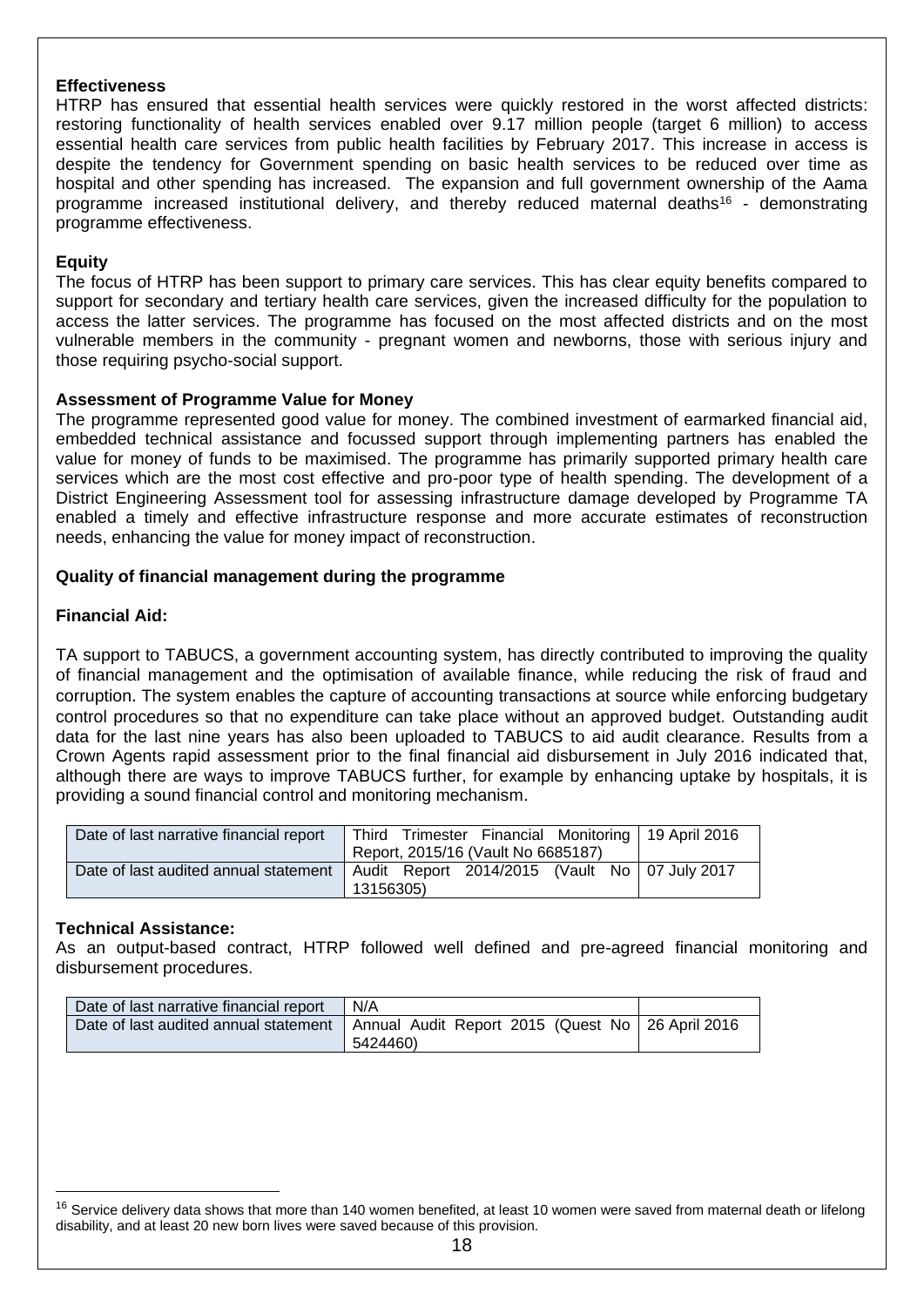**Effectiveness**

HTRP has ensured that essential health services were quickly restored in the worst affected districts: restoring functionality of health services enabled over 9.17 million people (target 6 million) to access essential health care services from public health facilities by February 2017. This increase in access is despite the tendency for Government spending on basic health services to be reduced over time as hospital and other spending has increased. The expansion and full government ownership of the Aama programme increased institutional delivery, and thereby reduced maternal deaths[16] - demonstrating programme effectiveness.

**Equity**

The focus of HTRP has been support to primary care services. This has clear equity benefits compared to support for secondary and tertiary health care services, given the increased difficulty for the population to access the latter services. The programme has focused on the most affected districts and on the most vulnerable members in the community - pregnant women and newborns, those with serious injury and those requiring psycho-social support.

**Assessment of Programme Value for Money**

The programme represented good value for money. The combined investment of earmarked financial aid, embedded technical assistance and focussed support through implementing partners has enabled the value for money of funds to be maximised. The programme has primarily supported primary health care services which are the most cost effective and pro-poor type of health spending. The development of a District Engineering Assessment tool for assessing infrastructure damage developed by Programme TA enabled a timely and effective infrastructure response and more accurate estimates of reconstruction needs, enhancing the value for money impact of reconstruction.

**Quality of financial management during the programme**

**Financial Aid:**

TA support to TABUCS, a government accounting system, has directly contributed to improving the quality of financial management and the optimisation of available finance, while reducing the risk of fraud and corruption. The system enables the capture of accounting transactions at source while enforcing budgetary control procedures so that no expenditure can take place without an approved budget. Outstanding audit data for the last nine years has also been uploaded to TABUCS to aid audit clearance. Results from a Crown Agents rapid assessment prior to the final financial aid disbursement in July 2016 indicated that, although there are ways to improve TABUCS further, for example by enhancing uptake by hospitals, it is providing a sound financial control and monitoring mechanism.

| | | |
|---|---|---|
| Date of last narrative financial report | Third Trimester Financial Monitoring Report, 2015/16 (Vault No 6685187) | 19 April 2016 |
| Date of last audited annual statement | Audit Report 2014/2015 (Vault No 13156305) | 07 July 2017 |

**Technical Assistance:**

As an output-based contract, HTRP followed well defined and pre-agreed financial monitoring and disbursement procedures.

| | | |
|---|---|---|
| Date of last narrative financial report | N/A | |
| Date of last audited annual statement | Annual Audit Report 2015 (Quest No 5424460) | 26 April 2016 |

---

[16] Service delivery data shows that more than 140 women benefited, at least 10 women were saved from maternal death or lifelong disability, and at least 20 new born lives were saved because of this provision.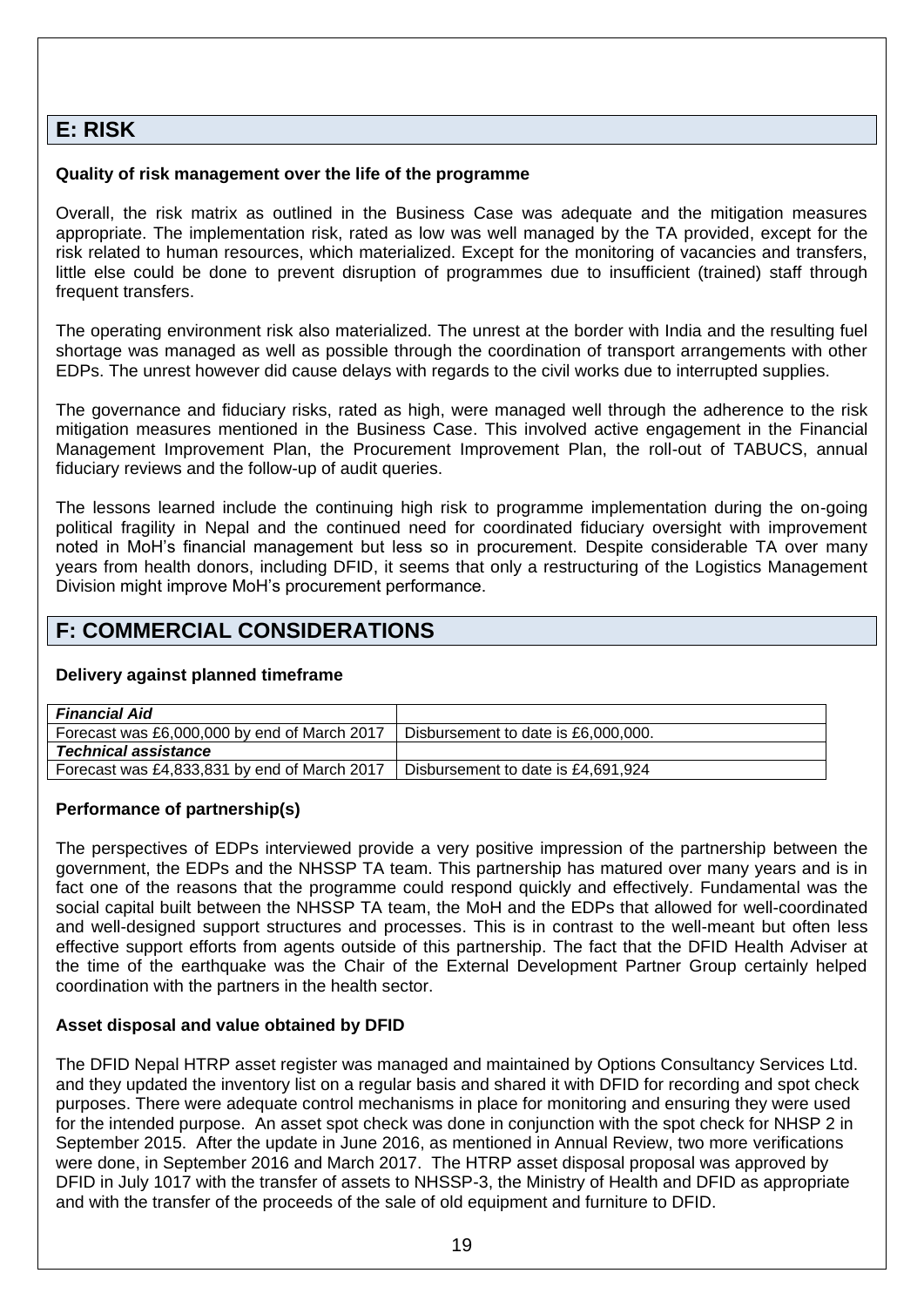## E: RISK

**Quality of risk management over the life of the programme**

Overall, the risk matrix as outlined in the Business Case was adequate and the mitigation measures appropriate. The implementation risk, rated as low was well managed by the TA provided, except for the risk related to human resources, which materialized. Except for the monitoring of vacancies and transfers, little else could be done to prevent disruption of programmes due to insufficient (trained) staff through frequent transfers.

The operating environment risk also materialized. The unrest at the border with India and the resulting fuel shortage was managed as well as possible through the coordination of transport arrangements with other EDPs. The unrest however did cause delays with regards to the civil works due to interrupted supplies.

The governance and fiduciary risks, rated as high, were managed well through the adherence to the risk mitigation measures mentioned in the Business Case. This involved active engagement in the Financial Management Improvement Plan, the Procurement Improvement Plan, the roll-out of TABUCS, annual fiduciary reviews and the follow-up of audit queries.

The lessons learned include the continuing high risk to programme implementation during the on-going political fragility in Nepal and the continued need for coordinated fiduciary oversight with improvement noted in MoH's financial management but less so in procurement. Despite considerable TA over many years from health donors, including DFID, it seems that only a restructuring of the Logistics Management Division might improve MoH's procurement performance.

## F: COMMERCIAL CONSIDERATIONS

**Delivery against planned timeframe**

| ***Financial Aid*** | |
|---|---|
| Forecast was £6,000,000 by end of March 2017 | Disbursement to date is £6,000,000. |
| ***Technical assistance*** | |
| Forecast was £4,833,831 by end of March 2017 | Disbursement to date is £4,691,924 |

**Performance of partnership(s)**

The perspectives of EDPs interviewed provide a very positive impression of the partnership between the government, the EDPs and the NHSSP TA team. This partnership has matured over many years and is in fact one of the reasons that the programme could respond quickly and effectively. Fundamental was the social capital built between the NHSSP TA team, the MoH and the EDPs that allowed for well-coordinated and well-designed support structures and processes. This is in contrast to the well-meant but often less effective support efforts from agents outside of this partnership. The fact that the DFID Health Adviser at the time of the earthquake was the Chair of the External Development Partner Group certainly helped coordination with the partners in the health sector.

**Asset disposal and value obtained by DFID**

The DFID Nepal HTRP asset register was managed and maintained by Options Consultancy Services Ltd. and they updated the inventory list on a regular basis and shared it with DFID for recording and spot check purposes. There were adequate control mechanisms in place for monitoring and ensuring they were used for the intended purpose. An asset spot check was done in conjunction with the spot check for NHSP 2 in September 2015. After the update in June 2016, as mentioned in Annual Review, two more verifications were done, in September 2016 and March 2017. The HTRP asset disposal proposal was approved by DFID in July 1017 with the transfer of assets to NHSSP-3, the Ministry of Health and DFID as appropriate and with the transfer of the proceeds of the sale of old equipment and furniture to DFID.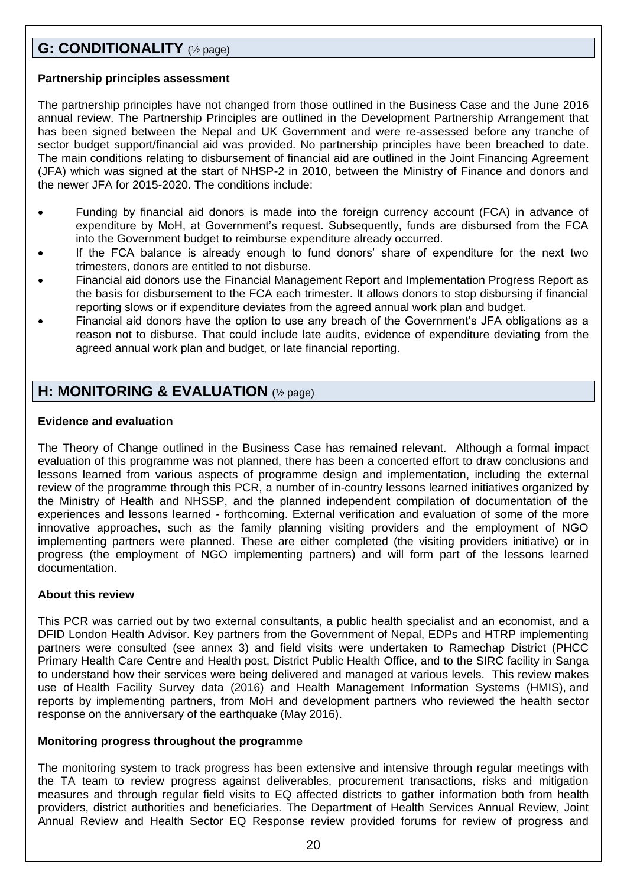## G: CONDITIONALITY (½ page)

**Partnership principles assessment**

The partnership principles have not changed from those outlined in the Business Case and the June 2016 annual review. The Partnership Principles are outlined in the Development Partnership Arrangement that has been signed between the Nepal and UK Government and were re-assessed before any tranche of sector budget support/financial aid was provided. No partnership principles have been breached to date. The main conditions relating to disbursement of financial aid are outlined in the Joint Financing Agreement (JFA) which was signed at the start of NHSP-2 in 2010, between the Ministry of Finance and donors and the newer JFA for 2015-2020. The conditions include:

- Funding by financial aid donors is made into the foreign currency account (FCA) in advance of expenditure by MoH, at Government's request. Subsequently, funds are disbursed from the FCA into the Government budget to reimburse expenditure already occurred.
- If the FCA balance is already enough to fund donors' share of expenditure for the next two trimesters, donors are entitled to not disburse.
- Financial aid donors use the Financial Management Report and Implementation Progress Report as the basis for disbursement to the FCA each trimester. It allows donors to stop disbursing if financial reporting slows or if expenditure deviates from the agreed annual work plan and budget.
- Financial aid donors have the option to use any breach of the Government's JFA obligations as a reason not to disburse. That could include late audits, evidence of expenditure deviating from the agreed annual work plan and budget, or late financial reporting.

## H: MONITORING & EVALUATION (½ page)

**Evidence and evaluation**

The Theory of Change outlined in the Business Case has remained relevant. Although a formal impact evaluation of this programme was not planned, there has been a concerted effort to draw conclusions and lessons learned from various aspects of programme design and implementation, including the external review of the programme through this PCR, a number of in-country lessons learned initiatives organized by the Ministry of Health and NHSSP, and the planned independent compilation of documentation of the experiences and lessons learned - forthcoming. External verification and evaluation of some of the more innovative approaches, such as the family planning visiting providers and the employment of NGO implementing partners were planned. These are either completed (the visiting providers initiative) or in progress (the employment of NGO implementing partners) and will form part of the lessons learned documentation.

**About this review**

This PCR was carried out by two external consultants, a public health specialist and an economist, and a DFID London Health Advisor. Key partners from the Government of Nepal, EDPs and HTRP implementing partners were consulted (see annex 3) and field visits were undertaken to Ramechap District (PHCC Primary Health Care Centre and Health post, District Public Health Office, and to the SIRC facility in Sanga to understand how their services were being delivered and managed at various levels. This review makes use of Health Facility Survey data (2016) and Health Management Information Systems (HMIS), and reports by implementing partners, from MoH and development partners who reviewed the health sector response on the anniversary of the earthquake (May 2016).

**Monitoring progress throughout the programme**

The monitoring system to track progress has been extensive and intensive through regular meetings with the TA team to review progress against deliverables, procurement transactions, risks and mitigation measures and through regular field visits to EQ affected districts to gather information both from health providers, district authorities and beneficiaries. The Department of Health Services Annual Review, Joint Annual Review and Health Sector EQ Response review provided forums for review of progress and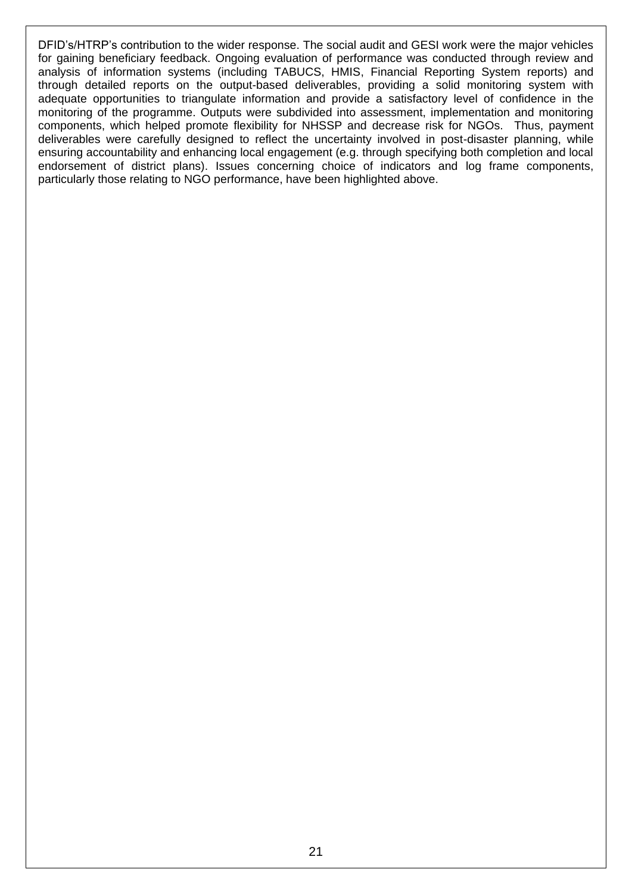DFID's/HTRP's contribution to the wider response. The social audit and GESI work were the major vehicles for gaining beneficiary feedback. Ongoing evaluation of performance was conducted through review and analysis of information systems (including TABUCS, HMIS, Financial Reporting System reports) and through detailed reports on the output-based deliverables, providing a solid monitoring system with adequate opportunities to triangulate information and provide a satisfactory level of confidence in the monitoring of the programme. Outputs were subdivided into assessment, implementation and monitoring components, which helped promote flexibility for NHSSP and decrease risk for NGOs. Thus, payment deliverables were carefully designed to reflect the uncertainty involved in post-disaster planning, while ensuring accountability and enhancing local engagement (e.g. through specifying both completion and local endorsement of district plans). Issues concerning choice of indicators and log frame components, particularly those relating to NGO performance, have been highlighted above.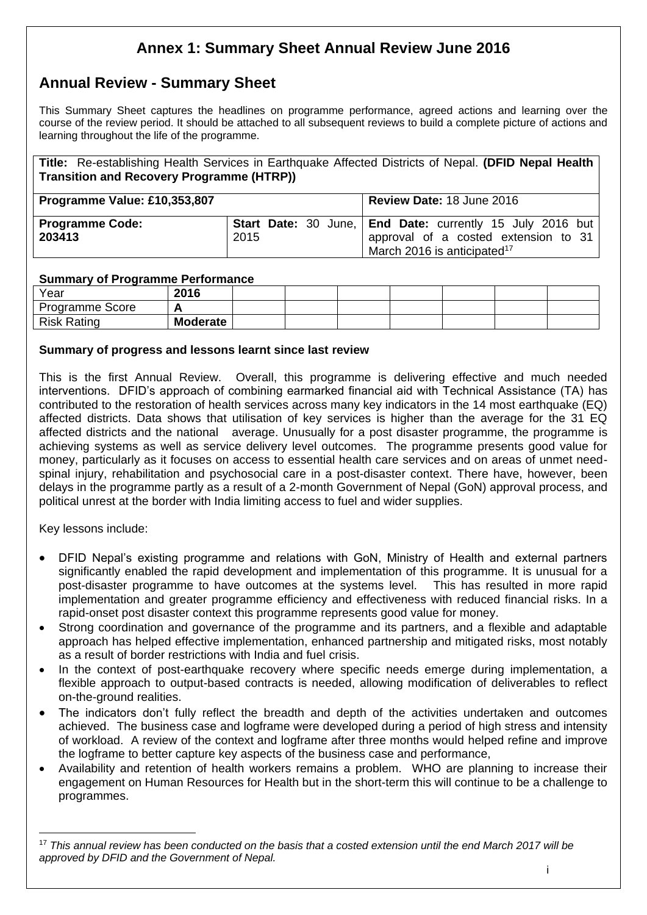# Annex 1: Summary Sheet Annual Review June 2016

## Annual Review - Summary Sheet

This Summary Sheet captures the headlines on programme performance, agreed actions and learning over the course of the review period. It should be attached to all subsequent reviews to build a complete picture of actions and learning throughout the life of the programme.

| **Title:** Re-establishing Health Services in Earthquake Affected Districts of Nepal. **(DFID Nepal Health Transition and Recovery Programme (HTRP))** | | |
|---|---|---|
| **Programme Value: £10,353,807** | | **Review Date:** 18 June 2016 |
| **Programme Code: 203413** | **Start Date:** 30 June, 2015 | **End Date:** currently 15 July 2016 but approval of a costed extension to 31 March 2016 is anticipated[17] |

### Summary of Programme Performance

| Year | 2016 | | | | | | | |
|---|---|---|---|---|---|---|---|---|
| Programme Score | **A** | | | | | | | |
| Risk Rating | **Moderate** | | | | | | | |

### Summary of progress and lessons learnt since last review

This is the first Annual Review. Overall, this programme is delivering effective and much needed interventions. DFID's approach of combining earmarked financial aid with Technical Assistance (TA) has contributed to the restoration of health services across many key indicators in the 14 most earthquake (EQ) affected districts. Data shows that utilisation of key services is higher than the average for the 31 EQ affected districts and the national average. Unusually for a post disaster programme, the programme is achieving systems as well as service delivery level outcomes. The programme presents good value for money, particularly as it focuses on access to essential health care services and on areas of unmet need-spinal injury, rehabilitation and psychosocial care in a post-disaster context. There have, however, been delays in the programme partly as a result of a 2-month Government of Nepal (GoN) approval process, and political unrest at the border with India limiting access to fuel and wider supplies.

Key lessons include:

- DFID Nepal's existing programme and relations with GoN, Ministry of Health and external partners significantly enabled the rapid development and implementation of this programme. It is unusual for a post-disaster programme to have outcomes at the systems level. This has resulted in more rapid implementation and greater programme efficiency and effectiveness with reduced financial risks. In a rapid-onset post disaster context this programme represents good value for money.
- Strong coordination and governance of the programme and its partners, and a flexible and adaptable approach has helped effective implementation, enhanced partnership and mitigated risks, most notably as a result of border restrictions with India and fuel crisis.
- In the context of post-earthquake recovery where specific needs emerge during implementation, a flexible approach to output-based contracts is needed, allowing modification of deliverables to reflect on-the-ground realities.
- The indicators don't fully reflect the breadth and depth of the activities undertaken and outcomes achieved. The business case and logframe were developed during a period of high stress and intensity of workload. A review of the context and logframe after three months would helped refine and improve the logframe to better capture key aspects of the business case and performance,
- Availability and retention of health workers remains a problem. WHO are planning to increase their engagement on Human Resources for Health but in the short-term this will continue to be a challenge to programmes.

[17] *This annual review has been conducted on the basis that a costed extension until the end March 2017 will be approved by DFID and the Government of Nepal.*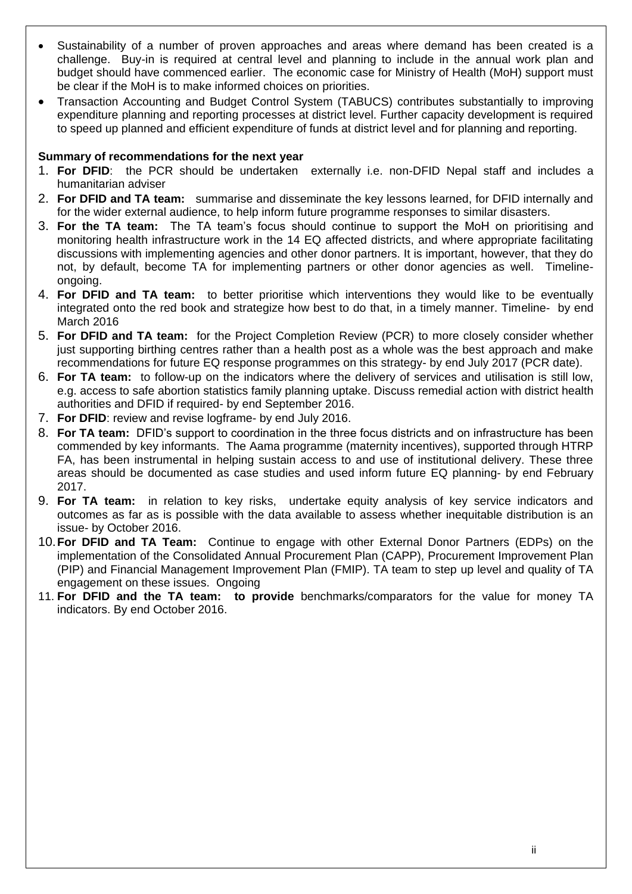- Sustainability of a number of proven approaches and areas where demand has been created is a challenge. Buy-in is required at central level and planning to include in the annual work plan and budget should have commenced earlier. The economic case for Ministry of Health (MoH) support must be clear if the MoH is to make informed choices on priorities.
- Transaction Accounting and Budget Control System (TABUCS) contributes substantially to improving expenditure planning and reporting processes at district level. Further capacity development is required to speed up planned and efficient expenditure of funds at district level and for planning and reporting.

**Summary of recommendations for the next year**

1. **For DFID**: the PCR should be undertaken externally i.e. non-DFID Nepal staff and includes a humanitarian adviser
2. **For DFID and TA team:** summarise and disseminate the key lessons learned, for DFID internally and for the wider external audience, to help inform future programme responses to similar disasters.
3. **For the TA team:** The TA team's focus should continue to support the MoH on prioritising and monitoring health infrastructure work in the 14 EQ affected districts, and where appropriate facilitating discussions with implementing agencies and other donor partners. It is important, however, that they do not, by default, become TA for implementing partners or other donor agencies as well. Timeline- ongoing.
4. **For DFID and TA team:** to better prioritise which interventions they would like to be eventually integrated onto the red book and strategize how best to do that, in a timely manner. Timeline- by end March 2016
5. **For DFID and TA team:** for the Project Completion Review (PCR) to more closely consider whether just supporting birthing centres rather than a health post as a whole was the best approach and make recommendations for future EQ response programmes on this strategy- by end July 2017 (PCR date).
6. **For TA team:** to follow-up on the indicators where the delivery of services and utilisation is still low, e.g. access to safe abortion statistics family planning uptake. Discuss remedial action with district health authorities and DFID if required- by end September 2016.
7. **For DFID**: review and revise logframe- by end July 2016.
8. **For TA team:** DFID's support to coordination in the three focus districts and on infrastructure has been commended by key informants. The Aama programme (maternity incentives), supported through HTRP FA, has been instrumental in helping sustain access to and use of institutional delivery. These three areas should be documented as case studies and used inform future EQ planning- by end February 2017.
9. **For TA team:** in relation to key risks, undertake equity analysis of key service indicators and outcomes as far as is possible with the data available to assess whether inequitable distribution is an issue- by October 2016.
10. **For DFID and TA Team:** Continue to engage with other External Donor Partners (EDPs) on the implementation of the Consolidated Annual Procurement Plan (CAPP), Procurement Improvement Plan (PIP) and Financial Management Improvement Plan (FMIP). TA team to step up level and quality of TA engagement on these issues. Ongoing
11. **For DFID and the TA team: to provide** benchmarks/comparators for the value for money TA indicators. By end October 2016.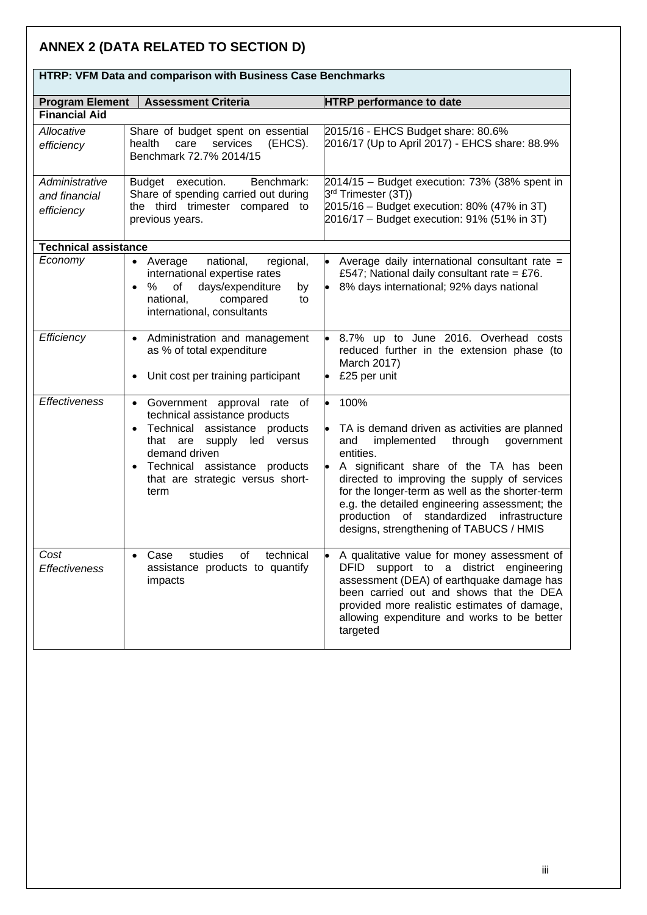## ANNEX 2 (DATA RELATED TO SECTION D)

| HTRP: VFM Data and comparison with Business Case Benchmarks | | |
|---|---|---|
| **Program Element** | **Assessment Criteria** | **HTRP performance to date** |
| **Financial Aid** | | |
| *Allocative efficiency* | Share of budget spent on essential health care services (EHCS). Benchmark 72.7% 2014/15 | 2015/16 - EHCS Budget share: 80.6%<br>2016/17 (Up to April 2017) - EHCS share: 88.9% |
| *Administrative and financial efficiency* | Budget execution. Benchmark: Share of spending carried out during the third trimester compared to previous years. | 2014/15 – Budget execution: 73% (38% spent in 3rd Trimester (3T))<br>2015/16 – Budget execution: 80% (47% in 3T)<br>2016/17 – Budget execution: 91% (51% in 3T) |
| **Technical assistance** | | |
| *Economy* | • Average national, regional, international expertise rates<br>• % of days/expenditure by national, compared to international, consultants | • Average daily international consultant rate = £547; National daily consultant rate = £76.<br>• 8% days international; 92% days national |
| *Efficiency* | • Administration and management as % of total expenditure<br>• Unit cost per training participant | • 8.7% up to June 2016. Overhead costs reduced further in the extension phase (to March 2017)<br>• £25 per unit |
| *Effectiveness* | • Government approval rate of technical assistance products<br>• Technical assistance products that are supply led versus demand driven<br>• Technical assistance products that are strategic versus short-term | • 100%<br>• TA is demand driven as activities are planned and implemented through government entities.<br>• A significant share of the TA has been directed to improving the supply of services for the longer-term as well as the shorter-term e.g. the detailed engineering assessment; the production of standardized infrastructure designs, strengthening of TABUCS / HMIS |
| *Cost Effectiveness* | • Case studies of technical assistance products to quantify impacts | • A qualitative value for money assessment of DFID support to a district engineering assessment (DEA) of earthquake damage has been carried out and shows that the DEA provided more realistic estimates of damage, allowing expenditure and works to be better targeted |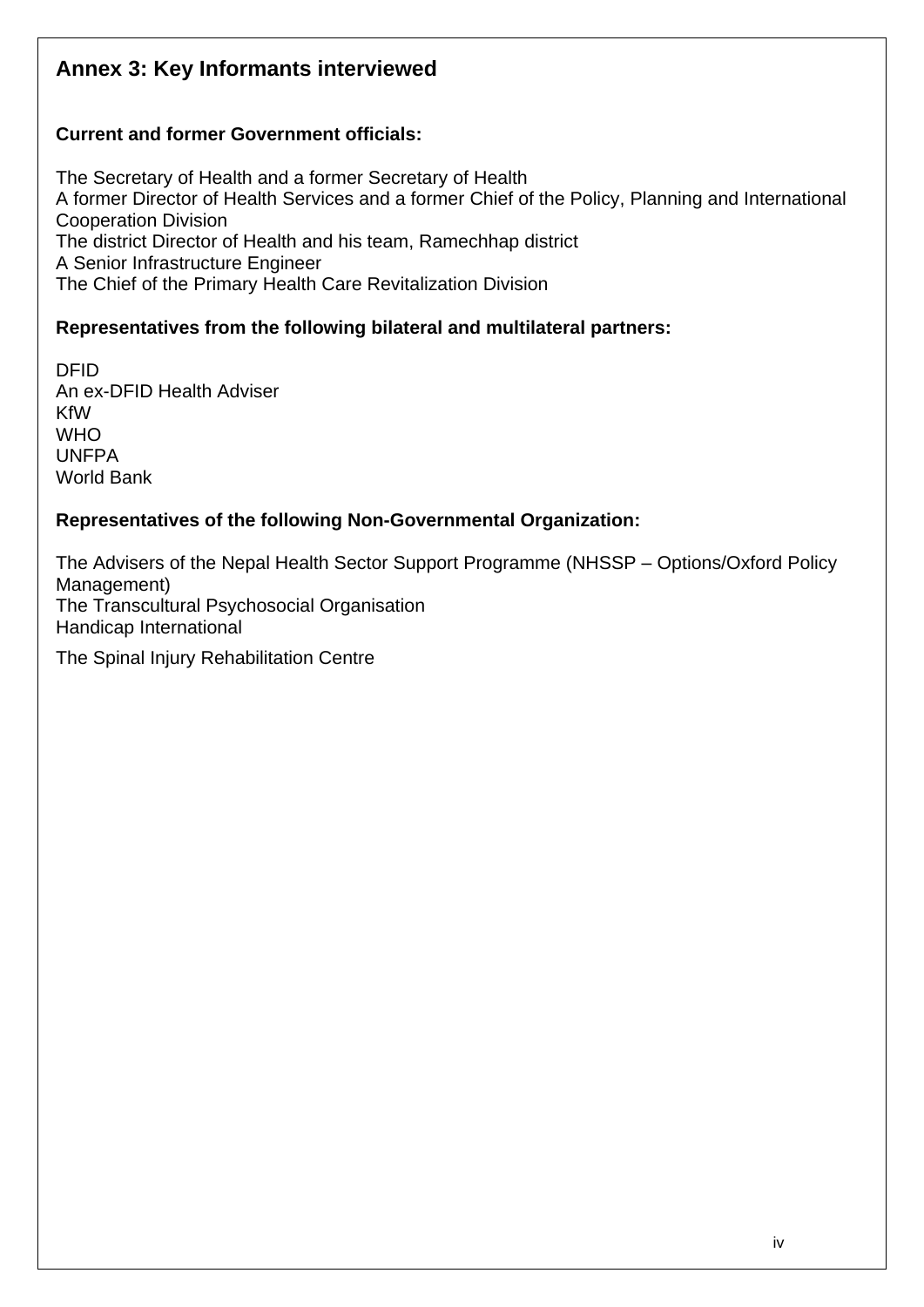## Annex 3: Key Informants interviewed

**Current and former Government officials:**

The Secretary of Health and a former Secretary of Health
A former Director of Health Services and a former Chief of the Policy, Planning and International Cooperation Division
The district Director of Health and his team, Ramechhap district
A Senior Infrastructure Engineer
The Chief of the Primary Health Care Revitalization Division

**Representatives from the following bilateral and multilateral partners:**

DFID
An ex-DFID Health Adviser
KfW
WHO
UNFPA
World Bank

**Representatives of the following Non-Governmental Organization:**

The Advisers of the Nepal Health Sector Support Programme (NHSSP – Options/Oxford Policy Management)
The Transcultural Psychosocial Organisation
Handicap International

The Spinal Injury Rehabilitation Centre